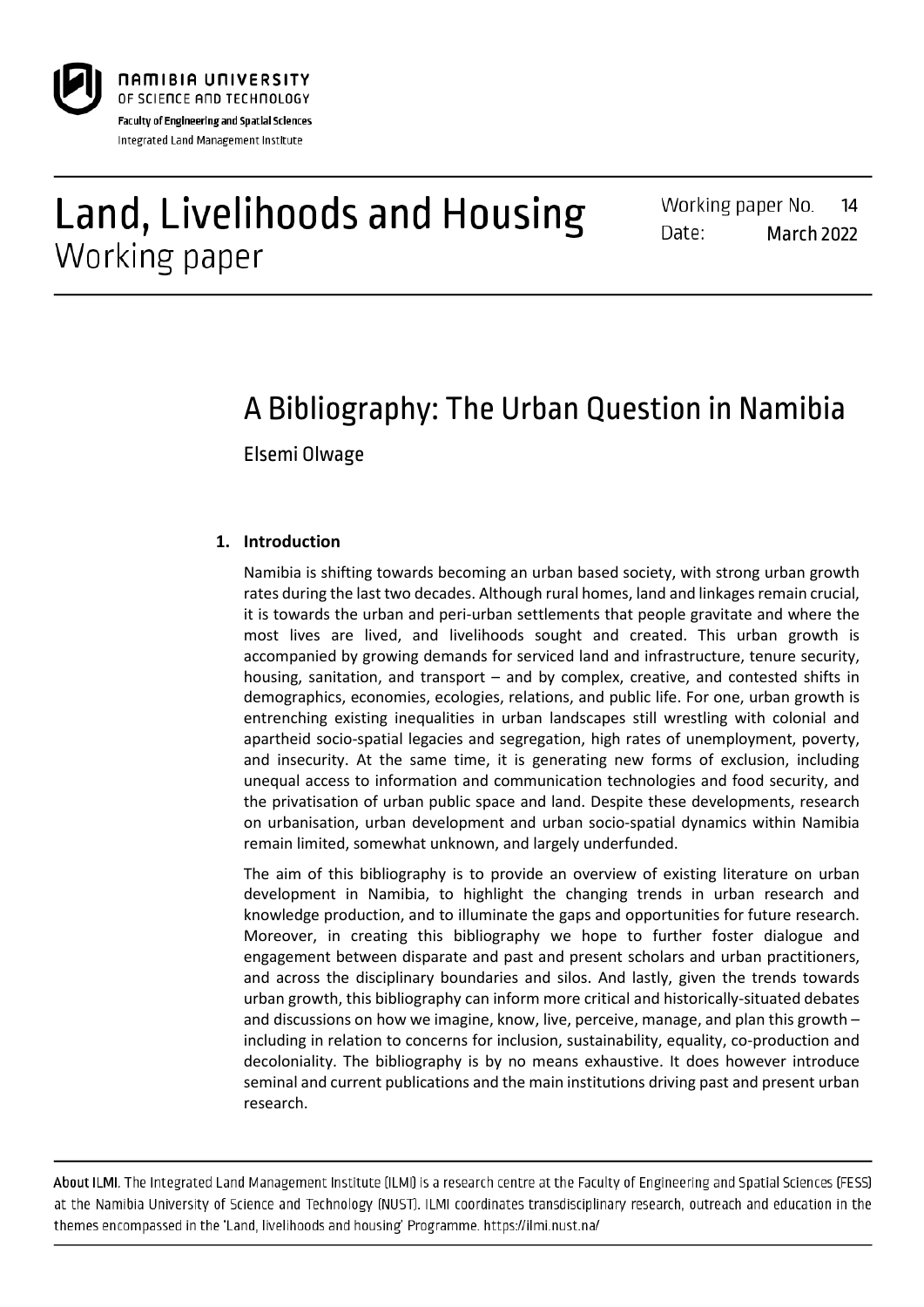NAMIBIA UNIVERSITY
OF SCIENCE AND TECHNOLOGY
Faculty of Engineering and Spatial Sciences
Integrated Land Management Institute

# Land, Livelihoods and Housing
Working paper

Working paper No. 14
Date: March 2022

# A Bibliography: The Urban Question in Namibia

Elsemi Olwage

## 1. Introduction

Namibia is shifting towards becoming an urban based society, with strong urban growth rates during the last two decades. Although rural homes, land and linkages remain crucial, it is towards the urban and peri-urban settlements that people gravitate and where the most lives are lived, and livelihoods sought and created. This urban growth is accompanied by growing demands for serviced land and infrastructure, tenure security, housing, sanitation, and transport – and by complex, creative, and contested shifts in demographics, economies, ecologies, relations, and public life. For one, urban growth is entrenching existing inequalities in urban landscapes still wrestling with colonial and apartheid socio-spatial legacies and segregation, high rates of unemployment, poverty, and insecurity. At the same time, it is generating new forms of exclusion, including unequal access to information and communication technologies and food security, and the privatisation of urban public space and land. Despite these developments, research on urbanisation, urban development and urban socio-spatial dynamics within Namibia remain limited, somewhat unknown, and largely underfunded.

The aim of this bibliography is to provide an overview of existing literature on urban development in Namibia, to highlight the changing trends in urban research and knowledge production, and to illuminate the gaps and opportunities for future research. Moreover, in creating this bibliography we hope to further foster dialogue and engagement between disparate and past and present scholars and urban practitioners, and across the disciplinary boundaries and silos. And lastly, given the trends towards urban growth, this bibliography can inform more critical and historically-situated debates and discussions on how we imagine, know, live, perceive, manage, and plan this growth – including in relation to concerns for inclusion, sustainability, equality, co-production and decoloniality. The bibliography is by no means exhaustive. It does however introduce seminal and current publications and the main institutions driving past and present urban research.

About ILMI. The Integrated Land Management Institute (ILMI) is a research centre at the Faculty of Engineering and Spatial Sciences (FESS) at the Namibia University of Science and Technology (NUST). ILMI coordinates transdisciplinary research, outreach and education in the themes encompassed in the 'Land, livelihoods and housing' Programme. https://ilmi.nust.na/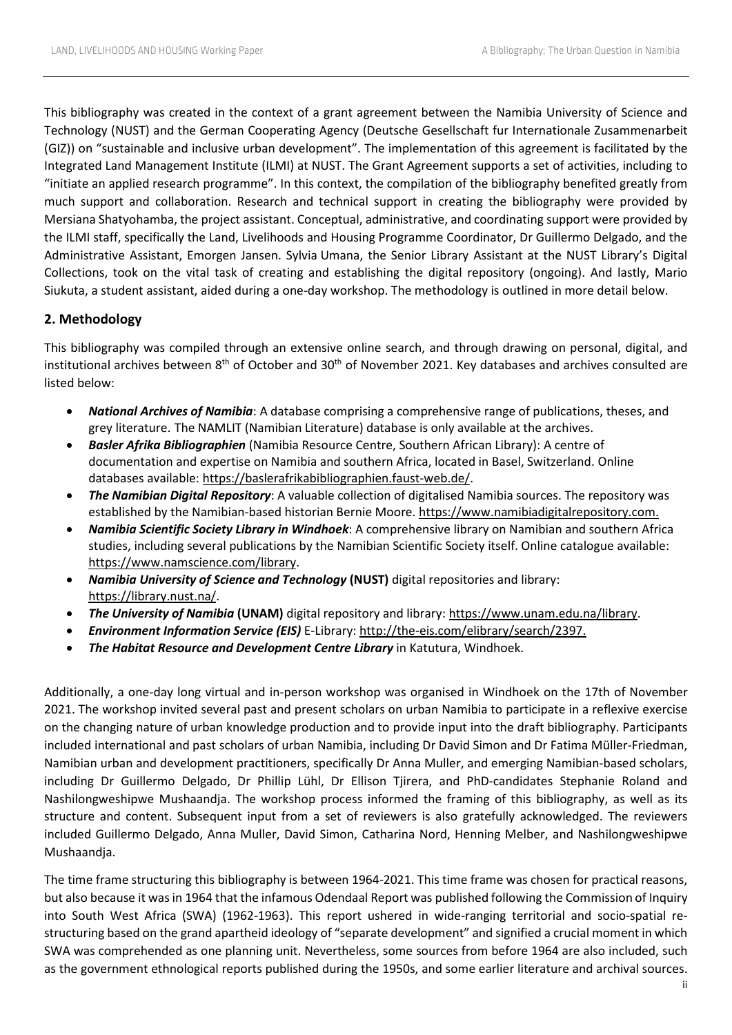This bibliography was created in the context of a grant agreement between the Namibia University of Science and Technology (NUST) and the German Cooperating Agency (Deutsche Gesellschaft fur Internationale Zusammenarbeit (GIZ)) on "sustainable and inclusive urban development". The implementation of this agreement is facilitated by the Integrated Land Management Institute (ILMI) at NUST. The Grant Agreement supports a set of activities, including to "initiate an applied research programme". In this context, the compilation of the bibliography benefited greatly from much support and collaboration. Research and technical support in creating the bibliography were provided by Mersiana Shatyohamba, the project assistant. Conceptual, administrative, and coordinating support were provided by the ILMI staff, specifically the Land, Livelihoods and Housing Programme Coordinator, Dr Guillermo Delgado, and the Administrative Assistant, Emorgen Jansen. Sylvia Umana, the Senior Library Assistant at the NUST Library's Digital Collections, took on the vital task of creating and establishing the digital repository (ongoing). And lastly, Mario Siukuta, a student assistant, aided during a one-day workshop. The methodology is outlined in more detail below.

## 2. Methodology

This bibliography was compiled through an extensive online search, and through drawing on personal, digital, and institutional archives between 8th of October and 30th of November 2021. Key databases and archives consulted are listed below:

- ***National Archives of Namibia***: A database comprising a comprehensive range of publications, theses, and grey literature. The NAMLIT (Namibian Literature) database is only available at the archives.
- ***Basler Afrika Bibliographien*** (Namibia Resource Centre, Southern African Library): A centre of documentation and expertise on Namibia and southern Africa, located in Basel, Switzerland. Online databases available: https://baslerafrikabibliographien.faust-web.de/.
- ***The Namibian Digital Repository***: A valuable collection of digitalised Namibia sources. The repository was established by the Namibian-based historian Bernie Moore. https://www.namibiadigitalrepository.com.
- ***Namibia Scientific Society Library in Windhoek***: A comprehensive library on Namibian and southern Africa studies, including several publications by the Namibian Scientific Society itself. Online catalogue available: https://www.namscience.com/library.
- ***Namibia University of Science and Technology*** **(NUST)** digital repositories and library: https://library.nust.na/.
- ***The University of Namibia*** **(UNAM)** digital repository and library: https://www.unam.edu.na/library.
- ***Environment Information Service (EIS)*** E-Library: http://the-eis.com/elibrary/search/2397.
- ***The Habitat Resource and Development Centre Library*** in Katutura, Windhoek.

Additionally, a one-day long virtual and in-person workshop was organised in Windhoek on the 17th of November 2021. The workshop invited several past and present scholars on urban Namibia to participate in a reflexive exercise on the changing nature of urban knowledge production and to provide input into the draft bibliography. Participants included international and past scholars of urban Namibia, including Dr David Simon and Dr Fatima Müller-Friedman, Namibian urban and development practitioners, specifically Dr Anna Muller, and emerging Namibian-based scholars, including Dr Guillermo Delgado, Dr Phillip Lühl, Dr Ellison Tjirera, and PhD-candidates Stephanie Roland and Nashilongweshipwe Mushaandja. The workshop process informed the framing of this bibliography, as well as its structure and content. Subsequent input from a set of reviewers is also gratefully acknowledged. The reviewers included Guillermo Delgado, Anna Muller, David Simon, Catharina Nord, Henning Melber, and Nashilongweshipwe Mushaandja.

The time frame structuring this bibliography is between 1964-2021. This time frame was chosen for practical reasons, but also because it was in 1964 that the infamous Odendaal Report was published following the Commission of Inquiry into South West Africa (SWA) (1962-1963). This report ushered in wide-ranging territorial and socio-spatial re-structuring based on the grand apartheid ideology of "separate development" and signified a crucial moment in which SWA was comprehended as one planning unit. Nevertheless, some sources from before 1964 are also included, such as the government ethnological reports published during the 1950s, and some earlier literature and archival sources.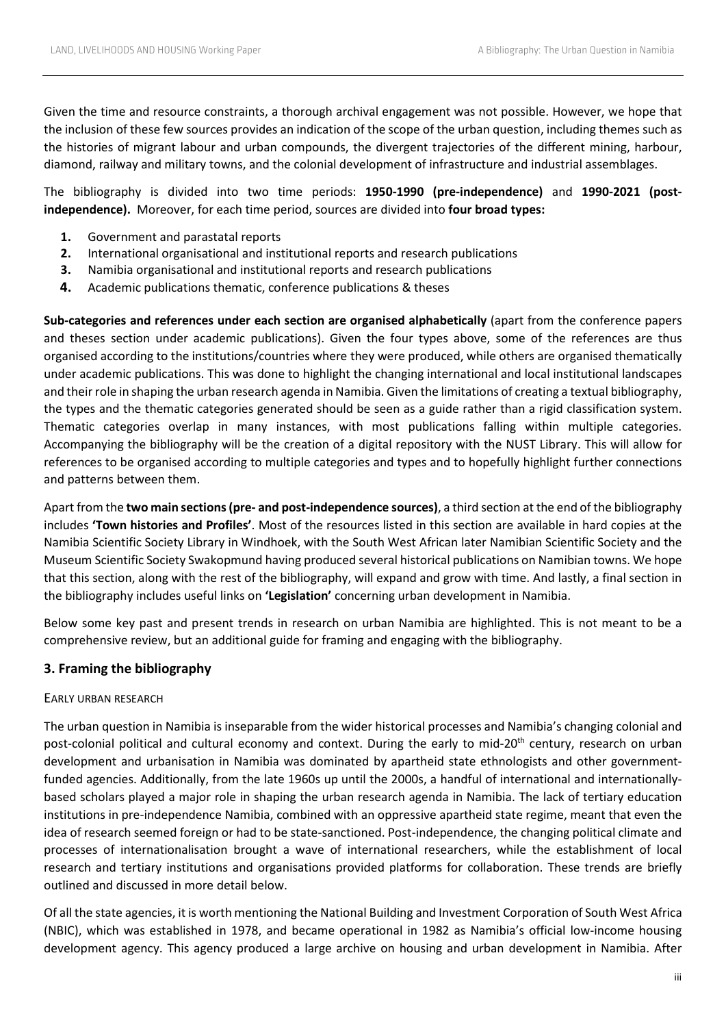Given the time and resource constraints, a thorough archival engagement was not possible. However, we hope that the inclusion of these few sources provides an indication of the scope of the urban question, including themes such as the histories of migrant labour and urban compounds, the divergent trajectories of the different mining, harbour, diamond, railway and military towns, and the colonial development of infrastructure and industrial assemblages.

The bibliography is divided into two time periods: **1950-1990 (pre-independence)** and **1990-2021 (post-independence).** Moreover, for each time period, sources are divided into **four broad types:**

1. Government and parastatal reports
2. International organisational and institutional reports and research publications
3. Namibia organisational and institutional reports and research publications
4. Academic publications thematic, conference publications & theses

**Sub-categories and references under each section are organised alphabetically** (apart from the conference papers and theses section under academic publications). Given the four types above, some of the references are thus organised according to the institutions/countries where they were produced, while others are organised thematically under academic publications. This was done to highlight the changing international and local institutional landscapes and their role in shaping the urban research agenda in Namibia. Given the limitations of creating a textual bibliography, the types and the thematic categories generated should be seen as a guide rather than a rigid classification system. Thematic categories overlap in many instances, with most publications falling within multiple categories. Accompanying the bibliography will be the creation of a digital repository with the NUST Library. This will allow for references to be organised according to multiple categories and types and to hopefully highlight further connections and patterns between them.

Apart from the **two main sections (pre- and post-independence sources)**, a third section at the end of the bibliography includes **'Town histories and Profiles'**. Most of the resources listed in this section are available in hard copies at the Namibia Scientific Society Library in Windhoek, with the South West African later Namibian Scientific Society and the Museum Scientific Society Swakopmund having produced several historical publications on Namibian towns. We hope that this section, along with the rest of the bibliography, will expand and grow with time. And lastly, a final section in the bibliography includes useful links on **'Legislation'** concerning urban development in Namibia.

Below some key past and present trends in research on urban Namibia are highlighted. This is not meant to be a comprehensive review, but an additional guide for framing and engaging with the bibliography.

## 3. Framing the bibliography

### EARLY URBAN RESEARCH

The urban question in Namibia is inseparable from the wider historical processes and Namibia's changing colonial and post-colonial political and cultural economy and context. During the early to mid-20th century, research on urban development and urbanisation in Namibia was dominated by apartheid state ethnologists and other government-funded agencies. Additionally, from the late 1960s up until the 2000s, a handful of international and internationally-based scholars played a major role in shaping the urban research agenda in Namibia. The lack of tertiary education institutions in pre-independence Namibia, combined with an oppressive apartheid state regime, meant that even the idea of research seemed foreign or had to be state-sanctioned. Post-independence, the changing political climate and processes of internationalisation brought a wave of international researchers, while the establishment of local research and tertiary institutions and organisations provided platforms for collaboration. These trends are briefly outlined and discussed in more detail below.

Of all the state agencies, it is worth mentioning the National Building and Investment Corporation of South West Africa (NBIC), which was established in 1978, and became operational in 1982 as Namibia's official low-income housing development agency. This agency produced a large archive on housing and urban development in Namibia. After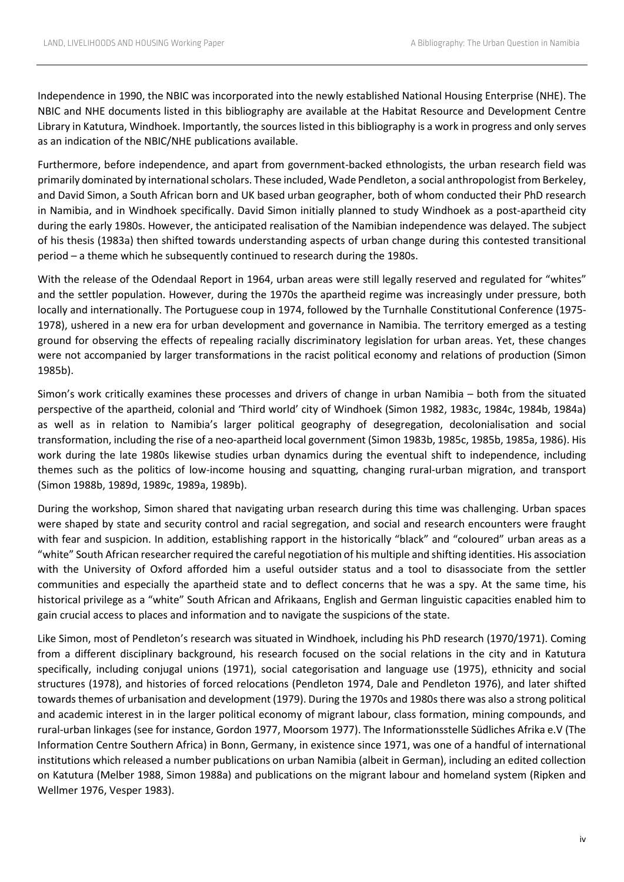Independence in 1990, the NBIC was incorporated into the newly established National Housing Enterprise (NHE). The NBIC and NHE documents listed in this bibliography are available at the Habitat Resource and Development Centre Library in Katutura, Windhoek. Importantly, the sources listed in this bibliography is a work in progress and only serves as an indication of the NBIC/NHE publications available.

Furthermore, before independence, and apart from government-backed ethnologists, the urban research field was primarily dominated by international scholars. These included, Wade Pendleton, a social anthropologist from Berkeley, and David Simon, a South African born and UK based urban geographer, both of whom conducted their PhD research in Namibia, and in Windhoek specifically. David Simon initially planned to study Windhoek as a post-apartheid city during the early 1980s. However, the anticipated realisation of the Namibian independence was delayed. The subject of his thesis (1983a) then shifted towards understanding aspects of urban change during this contested transitional period – a theme which he subsequently continued to research during the 1980s.

With the release of the Odendaal Report in 1964, urban areas were still legally reserved and regulated for "whites" and the settler population. However, during the 1970s the apartheid regime was increasingly under pressure, both locally and internationally. The Portuguese coup in 1974, followed by the Turnhalle Constitutional Conference (1975-1978), ushered in a new era for urban development and governance in Namibia. The territory emerged as a testing ground for observing the effects of repealing racially discriminatory legislation for urban areas. Yet, these changes were not accompanied by larger transformations in the racist political economy and relations of production (Simon 1985b).

Simon's work critically examines these processes and drivers of change in urban Namibia – both from the situated perspective of the apartheid, colonial and 'Third world' city of Windhoek (Simon 1982, 1983c, 1984c, 1984b, 1984a) as well as in relation to Namibia's larger political geography of desegregation, decolonialisation and social transformation, including the rise of a neo-apartheid local government (Simon 1983b, 1985c, 1985b, 1985a, 1986). His work during the late 1980s likewise studies urban dynamics during the eventual shift to independence, including themes such as the politics of low-income housing and squatting, changing rural-urban migration, and transport (Simon 1988b, 1989d, 1989c, 1989a, 1989b).

During the workshop, Simon shared that navigating urban research during this time was challenging. Urban spaces were shaped by state and security control and racial segregation, and social and research encounters were fraught with fear and suspicion. In addition, establishing rapport in the historically "black" and "coloured" urban areas as a "white" South African researcher required the careful negotiation of his multiple and shifting identities. His association with the University of Oxford afforded him a useful outsider status and a tool to disassociate from the settler communities and especially the apartheid state and to deflect concerns that he was a spy. At the same time, his historical privilege as a "white" South African and Afrikaans, English and German linguistic capacities enabled him to gain crucial access to places and information and to navigate the suspicions of the state.

Like Simon, most of Pendleton's research was situated in Windhoek, including his PhD research (1970/1971). Coming from a different disciplinary background, his research focused on the social relations in the city and in Katutura specifically, including conjugal unions (1971), social categorisation and language use (1975), ethnicity and social structures (1978), and histories of forced relocations (Pendleton 1974, Dale and Pendleton 1976), and later shifted towards themes of urbanisation and development (1979). During the 1970s and 1980s there was also a strong political and academic interest in in the larger political economy of migrant labour, class formation, mining compounds, and rural-urban linkages (see for instance, Gordon 1977, Moorsom 1977). The Informationsstelle Südliches Afrika e.V (The Information Centre Southern Africa) in Bonn, Germany, in existence since 1971, was one of a handful of international institutions which released a number publications on urban Namibia (albeit in German), including an edited collection on Katutura (Melber 1988, Simon 1988a) and publications on the migrant labour and homeland system (Ripken and Wellmer 1976, Vesper 1983).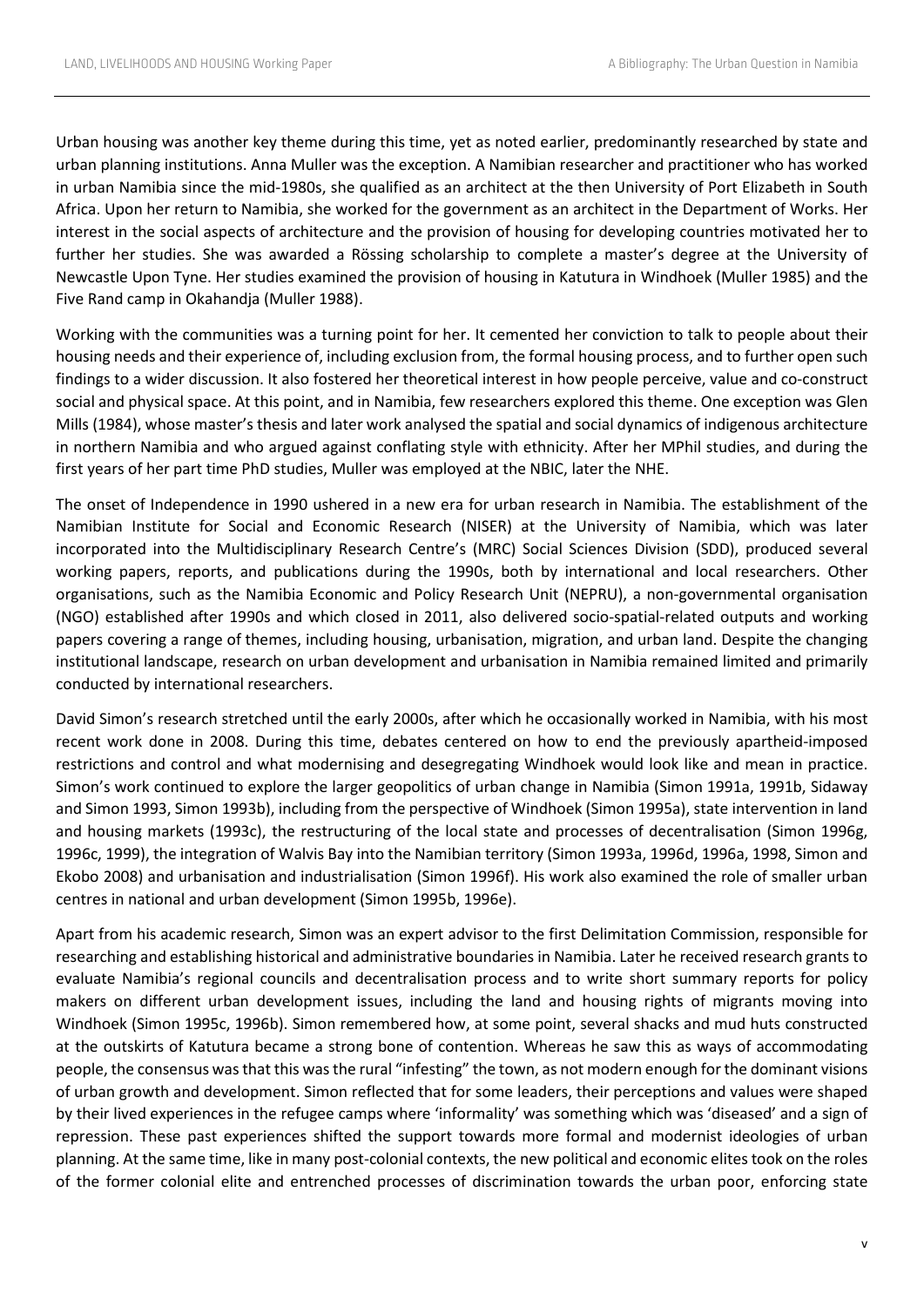Urban housing was another key theme during this time, yet as noted earlier, predominantly researched by state and urban planning institutions. Anna Muller was the exception. A Namibian researcher and practitioner who has worked in urban Namibia since the mid-1980s, she qualified as an architect at the then University of Port Elizabeth in South Africa. Upon her return to Namibia, she worked for the government as an architect in the Department of Works. Her interest in the social aspects of architecture and the provision of housing for developing countries motivated her to further her studies. She was awarded a Rössing scholarship to complete a master's degree at the University of Newcastle Upon Tyne. Her studies examined the provision of housing in Katutura in Windhoek (Muller 1985) and the Five Rand camp in Okahandja (Muller 1988).

Working with the communities was a turning point for her. It cemented her conviction to talk to people about their housing needs and their experience of, including exclusion from, the formal housing process, and to further open such findings to a wider discussion. It also fostered her theoretical interest in how people perceive, value and co-construct social and physical space. At this point, and in Namibia, few researchers explored this theme. One exception was Glen Mills (1984), whose master's thesis and later work analysed the spatial and social dynamics of indigenous architecture in northern Namibia and who argued against conflating style with ethnicity. After her MPhil studies, and during the first years of her part time PhD studies, Muller was employed at the NBIC, later the NHE.

The onset of Independence in 1990 ushered in a new era for urban research in Namibia. The establishment of the Namibian Institute for Social and Economic Research (NISER) at the University of Namibia, which was later incorporated into the Multidisciplinary Research Centre's (MRC) Social Sciences Division (SDD), produced several working papers, reports, and publications during the 1990s, both by international and local researchers. Other organisations, such as the Namibia Economic and Policy Research Unit (NEPRU), a non-governmental organisation (NGO) established after 1990s and which closed in 2011, also delivered socio-spatial-related outputs and working papers covering a range of themes, including housing, urbanisation, migration, and urban land. Despite the changing institutional landscape, research on urban development and urbanisation in Namibia remained limited and primarily conducted by international researchers.

David Simon's research stretched until the early 2000s, after which he occasionally worked in Namibia, with his most recent work done in 2008. During this time, debates centered on how to end the previously apartheid-imposed restrictions and control and what modernising and desegregating Windhoek would look like and mean in practice. Simon's work continued to explore the larger geopolitics of urban change in Namibia (Simon 1991a, 1991b, Sidaway and Simon 1993, Simon 1993b), including from the perspective of Windhoek (Simon 1995a), state intervention in land and housing markets (1993c), the restructuring of the local state and processes of decentralisation (Simon 1996g, 1996c, 1999), the integration of Walvis Bay into the Namibian territory (Simon 1993a, 1996d, 1996a, 1998, Simon and Ekobo 2008) and urbanisation and industrialisation (Simon 1996f). His work also examined the role of smaller urban centres in national and urban development (Simon 1995b, 1996e).

Apart from his academic research, Simon was an expert advisor to the first Delimitation Commission, responsible for researching and establishing historical and administrative boundaries in Namibia. Later he received research grants to evaluate Namibia's regional councils and decentralisation process and to write short summary reports for policy makers on different urban development issues, including the land and housing rights of migrants moving into Windhoek (Simon 1995c, 1996b). Simon remembered how, at some point, several shacks and mud huts constructed at the outskirts of Katutura became a strong bone of contention. Whereas he saw this as ways of accommodating people, the consensus was that this was the rural "infesting" the town, as not modern enough for the dominant visions of urban growth and development. Simon reflected that for some leaders, their perceptions and values were shaped by their lived experiences in the refugee camps where 'informality' was something which was 'diseased' and a sign of repression. These past experiences shifted the support towards more formal and modernist ideologies of urban planning. At the same time, like in many post-colonial contexts, the new political and economic elites took on the roles of the former colonial elite and entrenched processes of discrimination towards the urban poor, enforcing state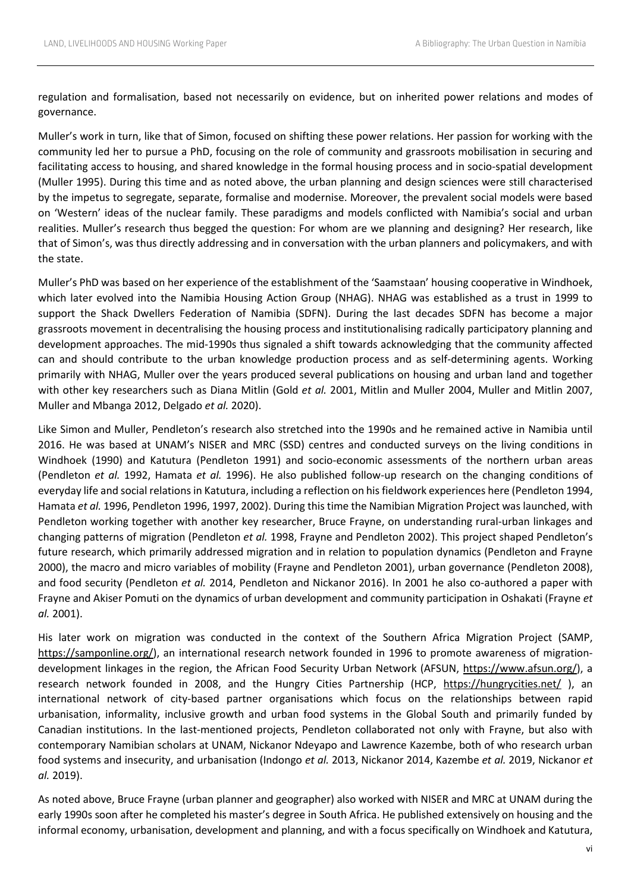regulation and formalisation, based not necessarily on evidence, but on inherited power relations and modes of governance.

Muller's work in turn, like that of Simon, focused on shifting these power relations. Her passion for working with the community led her to pursue a PhD, focusing on the role of community and grassroots mobilisation in securing and facilitating access to housing, and shared knowledge in the formal housing process and in socio-spatial development (Muller 1995). During this time and as noted above, the urban planning and design sciences were still characterised by the impetus to segregate, separate, formalise and modernise. Moreover, the prevalent social models were based on 'Western' ideas of the nuclear family. These paradigms and models conflicted with Namibia's social and urban realities. Muller's research thus begged the question: For whom are we planning and designing? Her research, like that of Simon's, was thus directly addressing and in conversation with the urban planners and policymakers, and with the state.

Muller's PhD was based on her experience of the establishment of the 'Saamstaan' housing cooperative in Windhoek, which later evolved into the Namibia Housing Action Group (NHAG). NHAG was established as a trust in 1999 to support the Shack Dwellers Federation of Namibia (SDFN). During the last decades SDFN has become a major grassroots movement in decentralising the housing process and institutionalising radically participatory planning and development approaches. The mid-1990s thus signaled a shift towards acknowledging that the community affected can and should contribute to the urban knowledge production process and as self-determining agents. Working primarily with NHAG, Muller over the years produced several publications on housing and urban land and together with other key researchers such as Diana Mitlin (Gold *et al.* 2001, Mitlin and Muller 2004, Muller and Mitlin 2007, Muller and Mbanga 2012, Delgado *et al.* 2020).

Like Simon and Muller, Pendleton's research also stretched into the 1990s and he remained active in Namibia until 2016. He was based at UNAM's NISER and MRC (SSD) centres and conducted surveys on the living conditions in Windhoek (1990) and Katutura (Pendleton 1991) and socio-economic assessments of the northern urban areas (Pendleton *et al.* 1992, Hamata *et al.* 1996). He also published follow-up research on the changing conditions of everyday life and social relations in Katutura, including a reflection on his fieldwork experiences here (Pendleton 1994, Hamata *et al.* 1996, Pendleton 1996, 1997, 2002). During this time the Namibian Migration Project was launched, with Pendleton working together with another key researcher, Bruce Frayne, on understanding rural-urban linkages and changing patterns of migration (Pendleton *et al.* 1998, Frayne and Pendleton 2002). This project shaped Pendleton's future research, which primarily addressed migration and in relation to population dynamics (Pendleton and Frayne 2000), the macro and micro variables of mobility (Frayne and Pendleton 2001), urban governance (Pendleton 2008), and food security (Pendleton *et al.* 2014, Pendleton and Nickanor 2016). In 2001 he also co-authored a paper with Frayne and Akiser Pomuti on the dynamics of urban development and community participation in Oshakati (Frayne *et al.* 2001).

His later work on migration was conducted in the context of the Southern Africa Migration Project (SAMP, https://samponline.org/), an international research network founded in 1996 to promote awareness of migration-development linkages in the region, the African Food Security Urban Network (AFSUN, https://www.afsun.org/), a research network founded in 2008, and the Hungry Cities Partnership (HCP, https://hungrycities.net/ ), an international network of city-based partner organisations which focus on the relationships between rapid urbanisation, informality, inclusive growth and urban food systems in the Global South and primarily funded by Canadian institutions. In the last-mentioned projects, Pendleton collaborated not only with Frayne, but also with contemporary Namibian scholars at UNAM, Nickanor Ndeyapo and Lawrence Kazembe, both of who research urban food systems and insecurity, and urbanisation (Indongo *et al.* 2013, Nickanor 2014, Kazembe *et al.* 2019, Nickanor *et al.* 2019).

As noted above, Bruce Frayne (urban planner and geographer) also worked with NISER and MRC at UNAM during the early 1990s soon after he completed his master's degree in South Africa. He published extensively on housing and the informal economy, urbanisation, development and planning, and with a focus specifically on Windhoek and Katutura,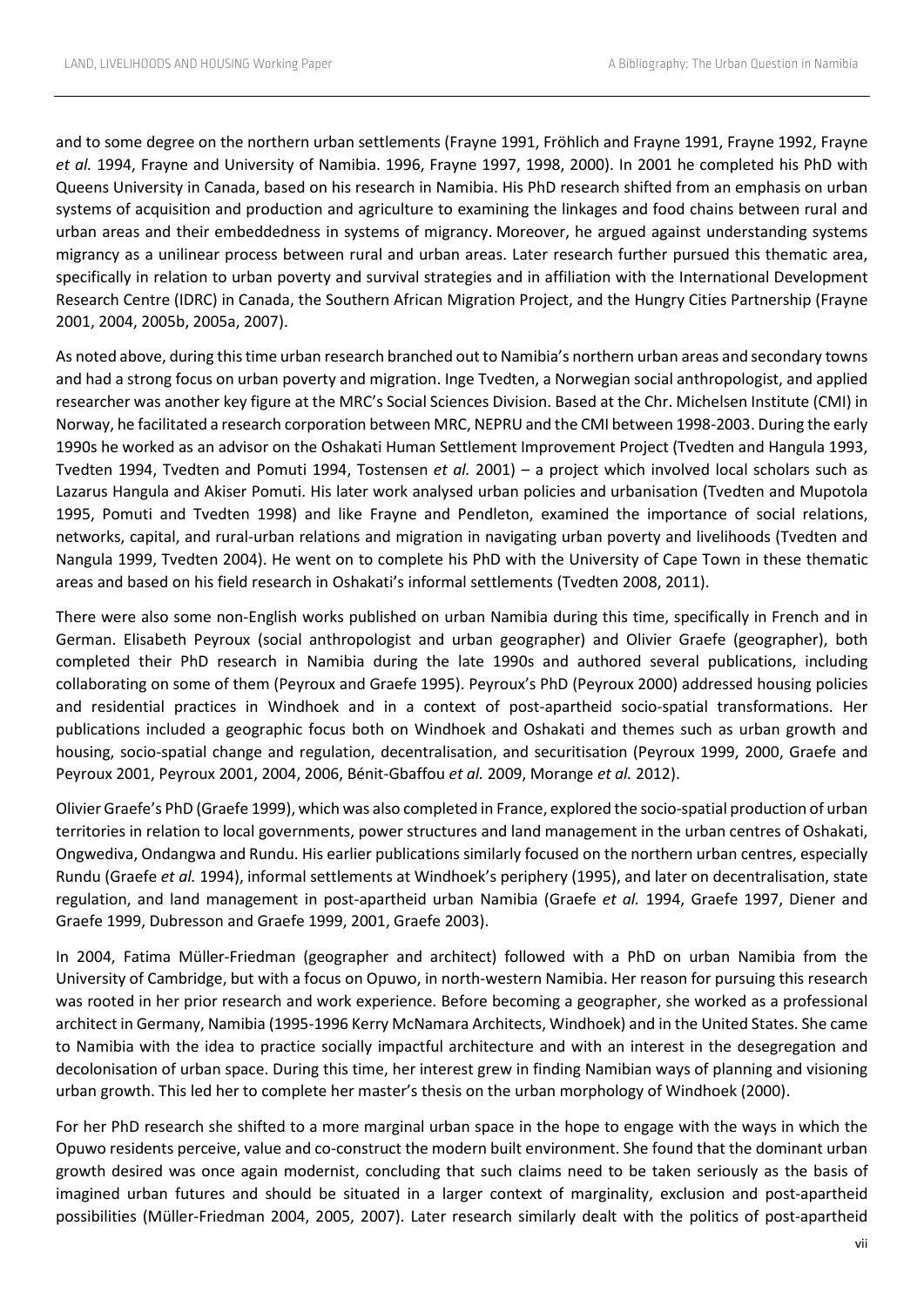and to some degree on the northern urban settlements (Frayne 1991, Fröhlich and Frayne 1991, Frayne 1992, Frayne *et al.* 1994, Frayne and University of Namibia. 1996, Frayne 1997, 1998, 2000). In 2001 he completed his PhD with Queens University in Canada, based on his research in Namibia. His PhD research shifted from an emphasis on urban systems of acquisition and production and agriculture to examining the linkages and food chains between rural and urban areas and their embeddedness in systems of migrancy. Moreover, he argued against understanding systems migrancy as a unilinear process between rural and urban areas. Later research further pursued this thematic area, specifically in relation to urban poverty and survival strategies and in affiliation with the International Development Research Centre (IDRC) in Canada, the Southern African Migration Project, and the Hungry Cities Partnership (Frayne 2001, 2004, 2005b, 2005a, 2007).

As noted above, during this time urban research branched out to Namibia's northern urban areas and secondary towns and had a strong focus on urban poverty and migration. Inge Tvedten, a Norwegian social anthropologist, and applied researcher was another key figure at the MRC's Social Sciences Division. Based at the Chr. Michelsen Institute (CMI) in Norway, he facilitated a research corporation between MRC, NEPRU and the CMI between 1998-2003. During the early 1990s he worked as an advisor on the Oshakati Human Settlement Improvement Project (Tvedten and Hangula 1993, Tvedten 1994, Tvedten and Pomuti 1994, Tostensen *et al.* 2001) – a project which involved local scholars such as Lazarus Hangula and Akiser Pomuti. His later work analysed urban policies and urbanisation (Tvedten and Mupotola 1995, Pomuti and Tvedten 1998) and like Frayne and Pendleton, examined the importance of social relations, networks, capital, and rural-urban relations and migration in navigating urban poverty and livelihoods (Tvedten and Nangula 1999, Tvedten 2004). He went on to complete his PhD with the University of Cape Town in these thematic areas and based on his field research in Oshakati's informal settlements (Tvedten 2008, 2011).

There were also some non-English works published on urban Namibia during this time, specifically in French and in German. Elisabeth Peyroux (social anthropologist and urban geographer) and Olivier Graefe (geographer), both completed their PhD research in Namibia during the late 1990s and authored several publications, including collaborating on some of them (Peyroux and Graefe 1995). Peyroux's PhD (Peyroux 2000) addressed housing policies and residential practices in Windhoek and in a context of post-apartheid socio-spatial transformations. Her publications included a geographic focus both on Windhoek and Oshakati and themes such as urban growth and housing, socio-spatial change and regulation, decentralisation, and securitisation (Peyroux 1999, 2000, Graefe and Peyroux 2001, Peyroux 2001, 2004, 2006, Bénit-Gbaffou *et al.* 2009, Morange *et al.* 2012).

Olivier Graefe's PhD (Graefe 1999), which was also completed in France, explored the socio-spatial production of urban territories in relation to local governments, power structures and land management in the urban centres of Oshakati, Ongwediva, Ondangwa and Rundu. His earlier publications similarly focused on the northern urban centres, especially Rundu (Graefe *et al.* 1994), informal settlements at Windhoek's periphery (1995), and later on decentralisation, state regulation, and land management in post-apartheid urban Namibia (Graefe *et al.* 1994, Graefe 1997, Diener and Graefe 1999, Dubresson and Graefe 1999, 2001, Graefe 2003).

In 2004, Fatima Müller-Friedman (geographer and architect) followed with a PhD on urban Namibia from the University of Cambridge, but with a focus on Opuwo, in north-western Namibia. Her reason for pursuing this research was rooted in her prior research and work experience. Before becoming a geographer, she worked as a professional architect in Germany, Namibia (1995-1996 Kerry McNamara Architects, Windhoek) and in the United States. She came to Namibia with the idea to practice socially impactful architecture and with an interest in the desegregation and decolonisation of urban space. During this time, her interest grew in finding Namibian ways of planning and visioning urban growth. This led her to complete her master's thesis on the urban morphology of Windhoek (2000).

For her PhD research she shifted to a more marginal urban space in the hope to engage with the ways in which the Opuwo residents perceive, value and co-construct the modern built environment. She found that the dominant urban growth desired was once again modernist, concluding that such claims need to be taken seriously as the basis of imagined urban futures and should be situated in a larger context of marginality, exclusion and post-apartheid possibilities (Müller-Friedman 2004, 2005, 2007). Later research similarly dealt with the politics of post-apartheid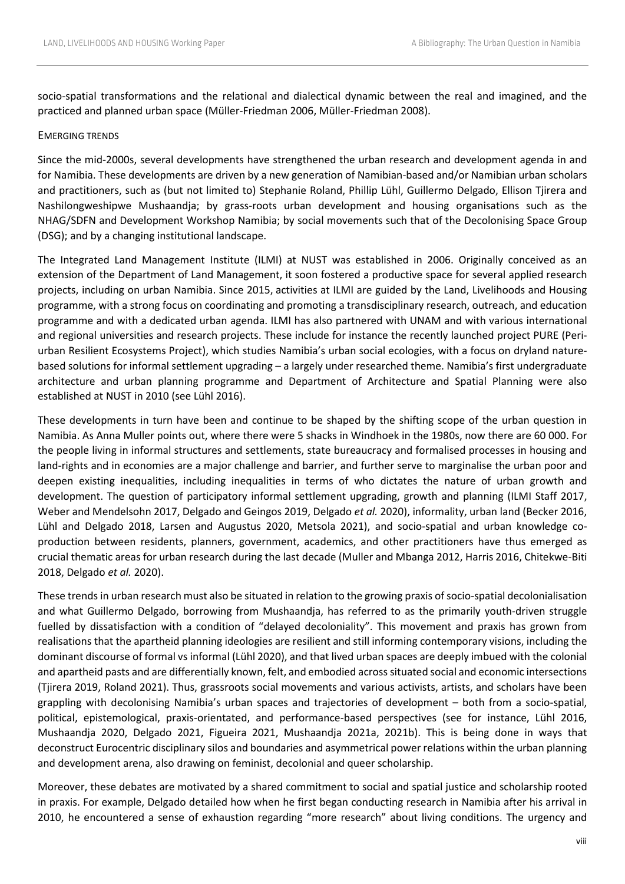socio-spatial transformations and the relational and dialectical dynamic between the real and imagined, and the practiced and planned urban space (Müller-Friedman 2006, Müller-Friedman 2008).

### EMERGING TRENDS

Since the mid-2000s, several developments have strengthened the urban research and development agenda in and for Namibia. These developments are driven by a new generation of Namibian-based and/or Namibian urban scholars and practitioners, such as (but not limited to) Stephanie Roland, Phillip Lühl, Guillermo Delgado, Ellison Tjirera and Nashilongweshipwe Mushaandja; by grass-roots urban development and housing organisations such as the NHAG/SDFN and Development Workshop Namibia; by social movements such that of the Decolonising Space Group (DSG); and by a changing institutional landscape.

The Integrated Land Management Institute (ILMI) at NUST was established in 2006. Originally conceived as an extension of the Department of Land Management, it soon fostered a productive space for several applied research projects, including on urban Namibia. Since 2015, activities at ILMI are guided by the Land, Livelihoods and Housing programme, with a strong focus on coordinating and promoting a transdisciplinary research, outreach, and education programme and with a dedicated urban agenda. ILMI has also partnered with UNAM and with various international and regional universities and research projects. These include for instance the recently launched project PURE (Peri-urban Resilient Ecosystems Project), which studies Namibia's urban social ecologies, with a focus on dryland nature-based solutions for informal settlement upgrading – a largely under researched theme. Namibia's first undergraduate architecture and urban planning programme and Department of Architecture and Spatial Planning were also established at NUST in 2010 (see Lühl 2016).

These developments in turn have been and continue to be shaped by the shifting scope of the urban question in Namibia. As Anna Muller points out, where there were 5 shacks in Windhoek in the 1980s, now there are 60 000. For the people living in informal structures and settlements, state bureaucracy and formalised processes in housing and land-rights and in economies are a major challenge and barrier, and further serve to marginalise the urban poor and deepen existing inequalities, including inequalities in terms of who dictates the nature of urban growth and development. The question of participatory informal settlement upgrading, growth and planning (ILMI Staff 2017, Weber and Mendelsohn 2017, Delgado and Geingos 2019, Delgado *et al.* 2020), informality, urban land (Becker 2016, Lühl and Delgado 2018, Larsen and Augustus 2020, Metsola 2021), and socio-spatial and urban knowledge co-production between residents, planners, government, academics, and other practitioners have thus emerged as crucial thematic areas for urban research during the last decade (Muller and Mbanga 2012, Harris 2016, Chitekwe-Biti 2018, Delgado *et al.* 2020).

These trends in urban research must also be situated in relation to the growing praxis of socio-spatial decolonialisation and what Guillermo Delgado, borrowing from Mushaandja, has referred to as the primarily youth-driven struggle fuelled by dissatisfaction with a condition of "delayed decoloniality". This movement and praxis has grown from realisations that the apartheid planning ideologies are resilient and still informing contemporary visions, including the dominant discourse of formal vs informal (Lühl 2020), and that lived urban spaces are deeply imbued with the colonial and apartheid pasts and are differentially known, felt, and embodied across situated social and economic intersections (Tjirera 2019, Roland 2021). Thus, grassroots social movements and various activists, artists, and scholars have been grappling with decolonising Namibia's urban spaces and trajectories of development – both from a socio-spatial, political, epistemological, praxis-orientated, and performance-based perspectives (see for instance, Lühl 2016, Mushaandja 2020, Delgado 2021, Figueira 2021, Mushaandja 2021a, 2021b). This is being done in ways that deconstruct Eurocentric disciplinary silos and boundaries and asymmetrical power relations within the urban planning and development arena, also drawing on feminist, decolonial and queer scholarship.

Moreover, these debates are motivated by a shared commitment to social and spatial justice and scholarship rooted in praxis. For example, Delgado detailed how when he first began conducting research in Namibia after his arrival in 2010, he encountered a sense of exhaustion regarding "more research" about living conditions. The urgency and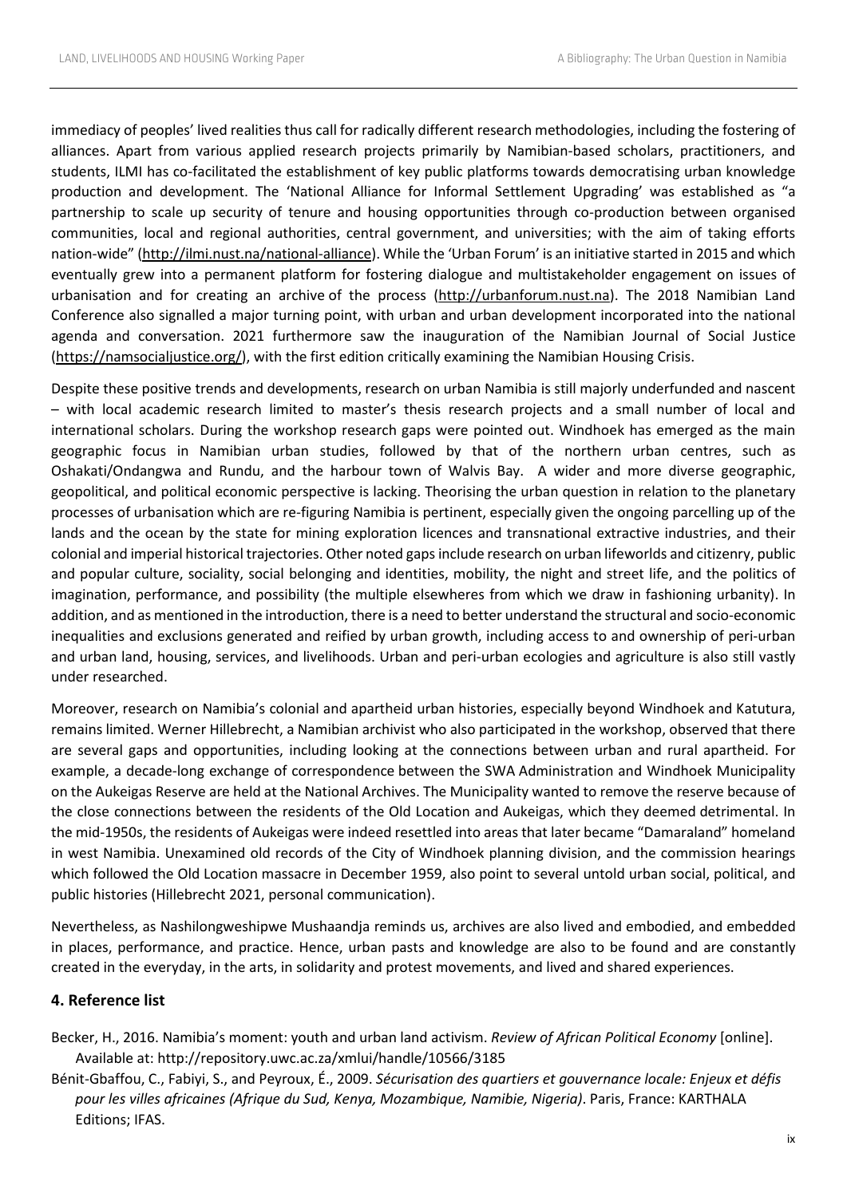immediacy of peoples' lived realities thus call for radically different research methodologies, including the fostering of alliances. Apart from various applied research projects primarily by Namibian-based scholars, practitioners, and students, ILMI has co-facilitated the establishment of key public platforms towards democratising urban knowledge production and development. The 'National Alliance for Informal Settlement Upgrading' was established as "a partnership to scale up security of tenure and housing opportunities through co-production between organised communities, local and regional authorities, central government, and universities; with the aim of taking efforts nation-wide" (http://ilmi.nust.na/national-alliance). While the 'Urban Forum' is an initiative started in 2015 and which eventually grew into a permanent platform for fostering dialogue and multistakeholder engagement on issues of urbanisation and for creating an archive of the process (http://urbanforum.nust.na). The 2018 Namibian Land Conference also signalled a major turning point, with urban and urban development incorporated into the national agenda and conversation. 2021 furthermore saw the inauguration of the Namibian Journal of Social Justice (https://namsocialjustice.org/), with the first edition critically examining the Namibian Housing Crisis.

Despite these positive trends and developments, research on urban Namibia is still majorly underfunded and nascent – with local academic research limited to master's thesis research projects and a small number of local and international scholars. During the workshop research gaps were pointed out. Windhoek has emerged as the main geographic focus in Namibian urban studies, followed by that of the northern urban centres, such as Oshakati/Ondangwa and Rundu, and the harbour town of Walvis Bay. A wider and more diverse geographic, geopolitical, and political economic perspective is lacking. Theorising the urban question in relation to the planetary processes of urbanisation which are re-figuring Namibia is pertinent, especially given the ongoing parcelling up of the lands and the ocean by the state for mining exploration licences and transnational extractive industries, and their colonial and imperial historical trajectories. Other noted gaps include research on urban lifeworlds and citizenry, public and popular culture, sociality, social belonging and identities, mobility, the night and street life, and the politics of imagination, performance, and possibility (the multiple elsewheres from which we draw in fashioning urbanity). In addition, and as mentioned in the introduction, there is a need to better understand the structural and socio-economic inequalities and exclusions generated and reified by urban growth, including access to and ownership of peri-urban and urban land, housing, services, and livelihoods. Urban and peri-urban ecologies and agriculture is also still vastly under researched.

Moreover, research on Namibia's colonial and apartheid urban histories, especially beyond Windhoek and Katutura, remains limited. Werner Hillebrecht, a Namibian archivist who also participated in the workshop, observed that there are several gaps and opportunities, including looking at the connections between urban and rural apartheid. For example, a decade-long exchange of correspondence between the SWA Administration and Windhoek Municipality on the Aukeigas Reserve are held at the National Archives. The Municipality wanted to remove the reserve because of the close connections between the residents of the Old Location and Aukeigas, which they deemed detrimental. In the mid-1950s, the residents of Aukeigas were indeed resettled into areas that later became "Damaraland" homeland in west Namibia. Unexamined old records of the City of Windhoek planning division, and the commission hearings which followed the Old Location massacre in December 1959, also point to several untold urban social, political, and public histories (Hillebrecht 2021, personal communication).

Nevertheless, as Nashilongweshipwe Mushaandja reminds us, archives are also lived and embodied, and embedded in places, performance, and practice. Hence, urban pasts and knowledge are also to be found and are constantly created in the everyday, in the arts, in solidarity and protest movements, and lived and shared experiences.

## 4. Reference list

Becker, H., 2016. Namibia's moment: youth and urban land activism. *Review of African Political Economy* [online]. Available at: http://repository.uwc.ac.za/xmlui/handle/10566/3185

Bénit-Gbaffou, C., Fabiyi, S., and Peyroux, É., 2009. *Sécurisation des quartiers et gouvernance locale: Enjeux et défis pour les villes africaines (Afrique du Sud, Kenya, Mozambique, Namibie, Nigeria)*. Paris, France: KARTHALA Editions; IFAS.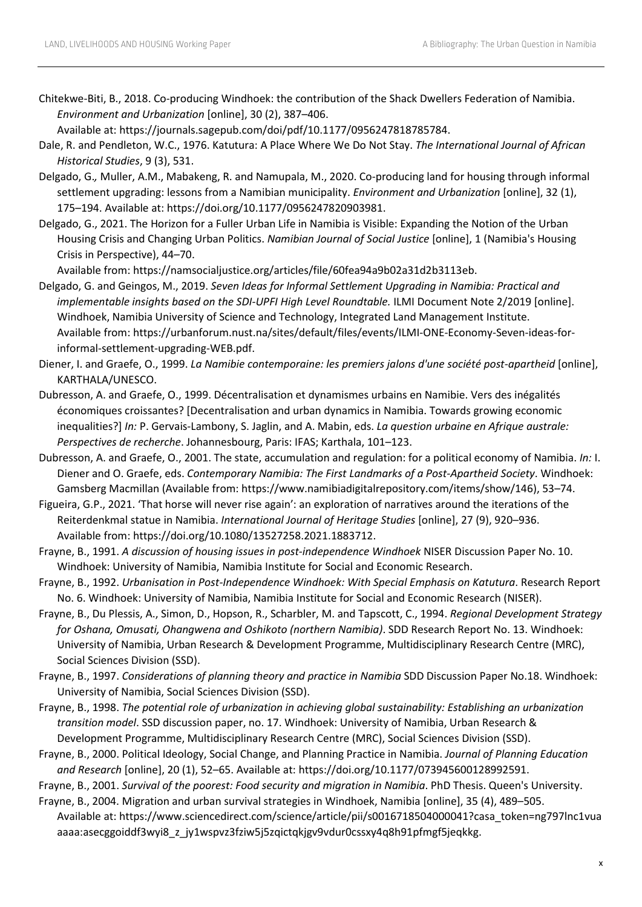Chitekwe-Biti, B., 2018. Co-producing Windhoek: the contribution of the Shack Dwellers Federation of Namibia. *Environment and Urbanization* [online], 30 (2), 387–406.
Available at: https://journals.sagepub.com/doi/pdf/10.1177/0956247818785784.

Dale, R. and Pendleton, W.C., 1976. Katutura: A Place Where We Do Not Stay. *The International Journal of African Historical Studies*, 9 (3), 531.

Delgado, G., Muller, A.M., Mabakeng, R. and Namupala, M., 2020. Co-producing land for housing through informal settlement upgrading: lessons from a Namibian municipality. *Environment and Urbanization* [online], 32 (1), 175–194. Available at: https://doi.org/10.1177/0956247820903981.

Delgado, G., 2021. The Horizon for a Fuller Urban Life in Namibia is Visible: Expanding the Notion of the Urban Housing Crisis and Changing Urban Politics. *Namibian Journal of Social Justice* [online], 1 (Namibia's Housing Crisis in Perspective), 44–70.
Available from: https://namsocialjustice.org/articles/file/60fea94a9b02a31d2b3113eb.

Delgado, G. and Geingos, M., 2019. *Seven Ideas for Informal Settlement Upgrading in Namibia: Practical and implementable insights based on the SDI-UPFI High Level Roundtable.* ILMI Document Note 2/2019 [online]. Windhoek, Namibia University of Science and Technology, Integrated Land Management Institute. Available from: https://urbanforum.nust.na/sites/default/files/events/ILMI-ONE-Economy-Seven-ideas-for-informal-settlement-upgrading-WEB.pdf.

Diener, I. and Graefe, O., 1999. *La Namibie contemporaine: les premiers jalons d'une société post-apartheid* [online], KARTHALA/UNESCO.

Dubresson, A. and Graefe, O., 1999. Décentralisation et dynamismes urbains en Namibie. Vers des inégalités économiques croissantes? [Decentralisation and urban dynamics in Namibia. Towards growing economic inequalities?] *In:* P. Gervais-Lambony, S. Jaglin, and A. Mabin, eds. *La question urbaine en Afrique australe: Perspectives de recherche*. Johannesbourg, Paris: IFAS; Karthala, 101–123.

Dubresson, A. and Graefe, O., 2001. The state, accumulation and regulation: for a political economy of Namibia. *In:* I. Diener and O. Graefe, eds. *Contemporary Namibia: The First Landmarks of a Post-Apartheid Society*. Windhoek: Gamsberg Macmillan (Available from: https://www.namibiadigitalrepository.com/items/show/146), 53–74.

Figueira, G.P., 2021. 'That horse will never rise again': an exploration of narratives around the iterations of the Reiterdenkmal statue in Namibia. *International Journal of Heritage Studies* [online], 27 (9), 920–936. Available from: https://doi.org/10.1080/13527258.2021.1883712.

Frayne, B., 1991. *A discussion of housing issues in post-independence Windhoek* NISER Discussion Paper No. 10. Windhoek: University of Namibia, Namibia Institute for Social and Economic Research.

Frayne, B., 1992. *Urbanisation in Post-Independence Windhoek: With Special Emphasis on Katutura*. Research Report No. 6. Windhoek: University of Namibia, Namibia Institute for Social and Economic Research (NISER).

Frayne, B., Du Plessis, A., Simon, D., Hopson, R., Scharbler, M. and Tapscott, C., 1994. *Regional Development Strategy for Oshana, Omusati, Ohangwena and Oshikoto (northern Namibia)*. SDD Research Report No. 13. Windhoek: University of Namibia, Urban Research & Development Programme, Multidisciplinary Research Centre (MRC), Social Sciences Division (SSD).

Frayne, B., 1997. *Considerations of planning theory and practice in Namibia* SDD Discussion Paper No.18. Windhoek: University of Namibia, Social Sciences Division (SSD).

Frayne, B., 1998. *The potential role of urbanization in achieving global sustainability: Establishing an urbanization transition model*. SSD discussion paper, no. 17. Windhoek: University of Namibia, Urban Research & Development Programme, Multidisciplinary Research Centre (MRC), Social Sciences Division (SSD).

Frayne, B., 2000. Political Ideology, Social Change, and Planning Practice in Namibia. *Journal of Planning Education and Research* [online], 20 (1), 52–65. Available at: https://doi.org/10.1177/073945600128992591.

Frayne, B., 2001. *Survival of the poorest: Food security and migration in Namibia*. PhD Thesis. Queen's University.

Frayne, B., 2004. Migration and urban survival strategies in Windhoek, Namibia [online], 35 (4), 489–505. Available at: https://www.sciencedirect.com/science/article/pii/s0016718504000041?casa_token=ng797lnc1vuaaaaa:asecggoiddf3wyi8_z_jy1wspvz3fziw5j5zqictqkjgv9vdur0cssxy4q8h91pfmgf5jeqkkg.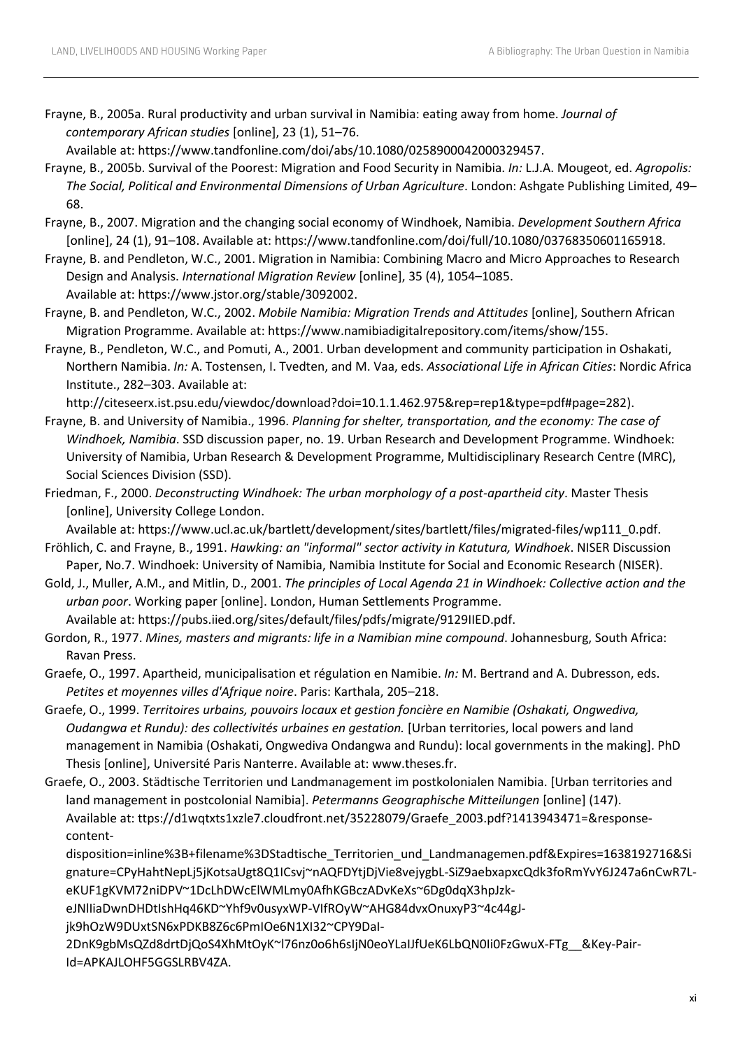Frayne, B., 2005a. Rural productivity and urban survival in Namibia: eating away from home. *Journal of contemporary African studies* [online], 23 (1), 51–76. Available at: https://www.tandfonline.com/doi/abs/10.1080/0258900042000329457.

Frayne, B., 2005b. Survival of the Poorest: Migration and Food Security in Namibia. *In:* L.J.A. Mougeot, ed. *Agropolis: The Social, Political and Environmental Dimensions of Urban Agriculture*. London: Ashgate Publishing Limited, 49–68.

Frayne, B., 2007. Migration and the changing social economy of Windhoek, Namibia. *Development Southern Africa* [online], 24 (1), 91–108. Available at: https://www.tandfonline.com/doi/full/10.1080/03768350601165918.

Frayne, B. and Pendleton, W.C., 2001. Migration in Namibia: Combining Macro and Micro Approaches to Research Design and Analysis. *International Migration Review* [online], 35 (4), 1054–1085. Available at: https://www.jstor.org/stable/3092002.

Frayne, B. and Pendleton, W.C., 2002. *Mobile Namibia: Migration Trends and Attitudes* [online], Southern African Migration Programme. Available at: https://www.namibiadigitalrepository.com/items/show/155.

Frayne, B., Pendleton, W.C., and Pomuti, A., 2001. Urban development and community participation in Oshakati, Northern Namibia. *In:* A. Tostensen, I. Tvedten, and M. Vaa, eds. *Associational Life in African Cities*: Nordic Africa Institute., 282–303. Available at: http://citeseerx.ist.psu.edu/viewdoc/download?doi=10.1.1.462.975&rep=rep1&type=pdf#page=282).

Frayne, B. and University of Namibia., 1996. *Planning for shelter, transportation, and the economy: The case of Windhoek, Namibia*. SSD discussion paper, no. 19. Urban Research and Development Programme. Windhoek: University of Namibia, Urban Research & Development Programme, Multidisciplinary Research Centre (MRC), Social Sciences Division (SSD).

Friedman, F., 2000. *Deconstructing Windhoek: The urban morphology of a post-apartheid city*. Master Thesis [online], University College London. Available at: https://www.ucl.ac.uk/bartlett/development/sites/bartlett/files/migrated-files/wp111_0.pdf.

Fröhlich, C. and Frayne, B., 1991. *Hawking: an "informal" sector activity in Katutura, Windhoek*. NISER Discussion Paper, No.7. Windhoek: University of Namibia, Namibia Institute for Social and Economic Research (NISER).

Gold, J., Muller, A.M., and Mitlin, D., 2001. *The principles of Local Agenda 21 in Windhoek: Collective action and the urban poor*. Working paper [online]. London, Human Settlements Programme. Available at: https://pubs.iied.org/sites/default/files/pdfs/migrate/9129IIED.pdf.

Gordon, R., 1977. *Mines, masters and migrants: life in a Namibian mine compound*. Johannesburg, South Africa: Ravan Press.

Graefe, O., 1997. Apartheid, municipalisation et régulation en Namibie. *In:* M. Bertrand and A. Dubresson, eds. *Petites et moyennes villes d'Afrique noire*. Paris: Karthala, 205–218.

Graefe, O., 1999. *Territoires urbains, pouvoirs locaux et gestion foncière en Namibie (Oshakati, Ongwediva, Oudangwa et Rundu): des collectivités urbaines en gestation.* [Urban territories, local powers and land management in Namibia (Oshakati, Ongwediva Ondangwa and Rundu): local governments in the making]. PhD Thesis [online], Université Paris Nanterre. Available at: www.theses.fr.

Graefe, O., 2003. Städtische Territorien und Landmanagement im postkolonialen Namibia. [Urban territories and land management in postcolonial Namibia]. *Petermanns Geographische Mitteilungen* [online] (147). Available at: ttps://d1wqtxts1xzle7.cloudfront.net/35228079/Graefe_2003.pdf?1413943471=&response-content-disposition=inline%3B+filename%3DStadtische_Territorien_und_Landmanagemen.pdf&Expires=1638192716&Signature=CPyHahtNepLj5jKotsaUgt8Q1ICsvj~nAQFDYtjDjVie8vejygbL-SiZ9aebxapxcQdk3foRmYvY6J247a6nCwR7L-eKUF1gKVM72niDPV~1DcLhDWcElWMLmy0AfhKGBczADvKeXs~6Dg0dqX3hpJzk-eJNlIiaDwnDHDtIshHq46KD~Yhf9v0usyxWP-VIfROyW~AHG84dvxOnuxyP3~4c44gJ-jk9hOzW9DUxtSN6xPDKB8Z6c6PmIOe6N1XI32~CPY9DaI-2DnK9gbMsQZd8drtDjQoS4XhMtOyK~l76nz0o6h6sIjN0eoYLaIJfUeK6LbQN0Ii0FzGwuX-FTg__&Key-Pair-Id=APKAJLOHF5GGSLRBV4ZA.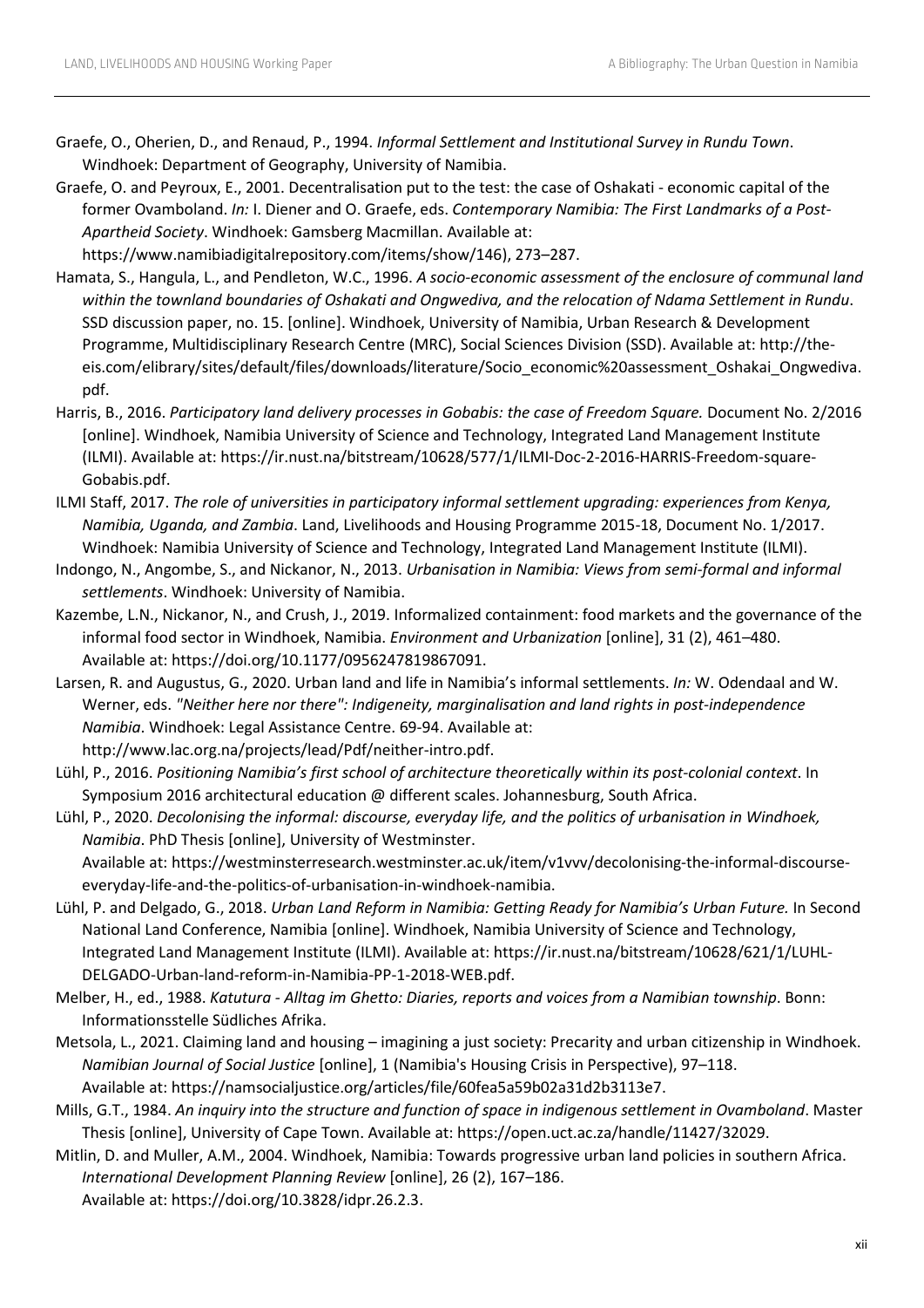Graefe, O., Oherien, D., and Renaud, P., 1994. *Informal Settlement and Institutional Survey in Rundu Town*. Windhoek: Department of Geography, University of Namibia.

Graefe, O. and Peyroux, E., 2001. Decentralisation put to the test: the case of Oshakati - economic capital of the former Ovamboland. *In:* I. Diener and O. Graefe, eds. *Contemporary Namibia: The First Landmarks of a Post-Apartheid Society*. Windhoek: Gamsberg Macmillan. Available at: https://www.namibiadigitalrepository.com/items/show/146), 273–287.

Hamata, S., Hangula, L., and Pendleton, W.C., 1996. *A socio-economic assessment of the enclosure of communal land within the townland boundaries of Oshakati and Ongwediva, and the relocation of Ndama Settlement in Rundu*. SSD discussion paper, no. 15. [online]. Windhoek, University of Namibia, Urban Research & Development Programme, Multidisciplinary Research Centre (MRC), Social Sciences Division (SSD). Available at: http://the-eis.com/elibrary/sites/default/files/downloads/literature/Socio_economic%20assessment_Oshakai_Ongwediva.pdf.

Harris, B., 2016. *Participatory land delivery processes in Gobabis: the case of Freedom Square.* Document No. 2/2016 [online]. Windhoek, Namibia University of Science and Technology, Integrated Land Management Institute (ILMI). Available at: https://ir.nust.na/bitstream/10628/577/1/ILMI-Doc-2-2016-HARRIS-Freedom-square-Gobabis.pdf.

ILMI Staff, 2017. *The role of universities in participatory informal settlement upgrading: experiences from Kenya, Namibia, Uganda, and Zambia*. Land, Livelihoods and Housing Programme 2015-18, Document No. 1/2017. Windhoek: Namibia University of Science and Technology, Integrated Land Management Institute (ILMI).

Indongo, N., Angombe, S., and Nickanor, N., 2013. *Urbanisation in Namibia: Views from semi-formal and informal settlements*. Windhoek: University of Namibia.

Kazembe, L.N., Nickanor, N., and Crush, J., 2019. Informalized containment: food markets and the governance of the informal food sector in Windhoek, Namibia. *Environment and Urbanization* [online], 31 (2), 461–480. Available at: https://doi.org/10.1177/0956247819867091.

Larsen, R. and Augustus, G., 2020. Urban land and life in Namibia's informal settlements. *In:* W. Odendaal and W. Werner, eds. *"Neither here nor there": Indigeneity, marginalisation and land rights in post-independence Namibia*. Windhoek: Legal Assistance Centre. 69-94. Available at: http://www.lac.org.na/projects/lead/Pdf/neither-intro.pdf.

Lühl, P., 2016. *Positioning Namibia's first school of architecture theoretically within its post-colonial context*. In Symposium 2016 architectural education @ different scales. Johannesburg, South Africa.

Lühl, P., 2020. *Decolonising the informal: discourse, everyday life, and the politics of urbanisation in Windhoek, Namibia*. PhD Thesis [online], University of Westminster. Available at: https://westminsterresearch.westminster.ac.uk/item/v1vvv/decolonising-the-informal-discourse-everyday-life-and-the-politics-of-urbanisation-in-windhoek-namibia.

Lühl, P. and Delgado, G., 2018. *Urban Land Reform in Namibia: Getting Ready for Namibia's Urban Future.* In Second National Land Conference, Namibia [online]. Windhoek, Namibia University of Science and Technology, Integrated Land Management Institute (ILMI). Available at: https://ir.nust.na/bitstream/10628/621/1/LUHL-DELGADO-Urban-land-reform-in-Namibia-PP-1-2018-WEB.pdf.

Melber, H., ed., 1988. *Katutura - Alltag im Ghetto: Diaries, reports and voices from a Namibian township*. Bonn: Informationsstelle Südliches Afrika.

Metsola, L., 2021. Claiming land and housing – imagining a just society: Precarity and urban citizenship in Windhoek. *Namibian Journal of Social Justice* [online], 1 (Namibia's Housing Crisis in Perspective), 97–118. Available at: https://namsocialjustice.org/articles/file/60fea5a59b02a31d2b3113e7.

Mills, G.T., 1984. *An inquiry into the structure and function of space in indigenous settlement in Ovamboland*. Master Thesis [online], University of Cape Town. Available at: https://open.uct.ac.za/handle/11427/32029.

Mitlin, D. and Muller, A.M., 2004. Windhoek, Namibia: Towards progressive urban land policies in southern Africa. *International Development Planning Review* [online], 26 (2), 167–186. Available at: https://doi.org/10.3828/idpr.26.2.3.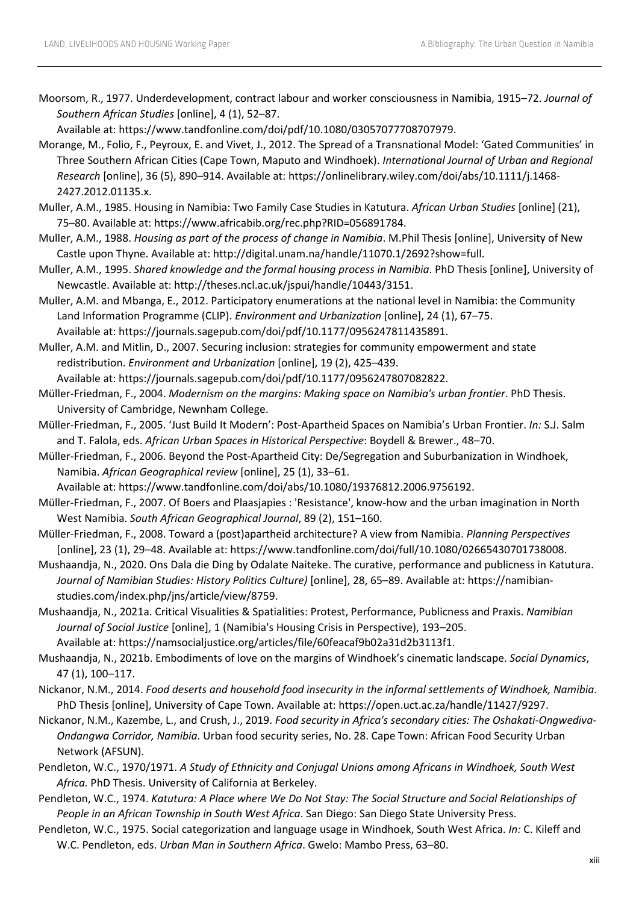Moorsom, R., 1977. Underdevelopment, contract labour and worker consciousness in Namibia, 1915–72. *Journal of Southern African Studies* [online], 4 (1), 52–87. Available at: https://www.tandfonline.com/doi/pdf/10.1080/03057077708707979.

Morange, M., Folio, F., Peyroux, E. and Vivet, J., 2012. The Spread of a Transnational Model: 'Gated Communities' in Three Southern African Cities (Cape Town, Maputo and Windhoek). *International Journal of Urban and Regional Research* [online], 36 (5), 890–914. Available at: https://onlinelibrary.wiley.com/doi/abs/10.1111/j.1468-2427.2012.01135.x.

Muller, A.M., 1985. Housing in Namibia: Two Family Case Studies in Katutura. *African Urban Studies* [online] (21), 75–80. Available at: https://www.africabib.org/rec.php?RID=056891784.

Muller, A.M., 1988. *Housing as part of the process of change in Namibia*. M.Phil Thesis [online], University of New Castle upon Thyne. Available at: http://digital.unam.na/handle/11070.1/2692?show=full.

Muller, A.M., 1995. *Shared knowledge and the formal housing process in Namibia*. PhD Thesis [online], University of Newcastle. Available at: http://theses.ncl.ac.uk/jspui/handle/10443/3151.

Muller, A.M. and Mbanga, E., 2012. Participatory enumerations at the national level in Namibia: the Community Land Information Programme (CLIP). *Environment and Urbanization* [online], 24 (1), 67–75. Available at: https://journals.sagepub.com/doi/pdf/10.1177/0956247811435891.

Muller, A.M. and Mitlin, D., 2007. Securing inclusion: strategies for community empowerment and state redistribution. *Environment and Urbanization* [online], 19 (2), 425–439. Available at: https://journals.sagepub.com/doi/pdf/10.1177/0956247807082822.

Müller-Friedman, F., 2004. *Modernism on the margins: Making space on Namibia's urban frontier*. PhD Thesis. University of Cambridge, Newnham College.

Müller-Friedman, F., 2005. 'Just Build It Modern': Post-Apartheid Spaces on Namibia's Urban Frontier. *In:* S.J. Salm and T. Falola, eds. *African Urban Spaces in Historical Perspective*: Boydell & Brewer., 48–70.

Müller-Friedman, F., 2006. Beyond the Post-Apartheid City: De/Segregation and Suburbanization in Windhoek, Namibia. *African Geographical review* [online], 25 (1), 33–61. Available at: https://www.tandfonline.com/doi/abs/10.1080/19376812.2006.9756192.

Müller-Friedman, F., 2007. Of Boers and Plaasjapies : 'Resistance', know-how and the urban imagination in North West Namibia. *South African Geographical Journal*, 89 (2), 151–160.

Müller-Friedman, F., 2008. Toward a (post)apartheid architecture? A view from Namibia. *Planning Perspectives* [online], 23 (1), 29–48. Available at: https://www.tandfonline.com/doi/full/10.1080/02665430701738008.

Mushaandja, N., 2020. Ons Dala die Ding by Odalate Naiteke. The curative, performance and publicness in Katutura. *Journal of Namibian Studies: History Politics Culture)* [online], 28, 65–89. Available at: https://namibian-studies.com/index.php/jns/article/view/8759.

Mushaandja, N., 2021a. Critical Visualities & Spatialities: Protest, Performance, Publicness and Praxis. *Namibian Journal of Social Justice* [online], 1 (Namibia's Housing Crisis in Perspective), 193–205. Available at: https://namsocialjustice.org/articles/file/60feacaf9b02a31d2b3113f1.

Mushaandja, N., 2021b. Embodiments of love on the margins of Windhoek's cinematic landscape. *Social Dynamics*, 47 (1), 100–117.

Nickanor, N.M., 2014. *Food deserts and household food insecurity in the informal settlements of Windhoek, Namibia*. PhD Thesis [online], University of Cape Town. Available at: https://open.uct.ac.za/handle/11427/9297.

Nickanor, N.M., Kazembe, L., and Crush, J., 2019. *Food security in Africa's secondary cities: The Oshakati-Ongwediva-Ondangwa Corridor, Namibia*. Urban food security series, No. 28. Cape Town: African Food Security Urban Network (AFSUN).

Pendleton, W.C., 1970/1971. *A Study of Ethnicity and Conjugal Unions among Africans in Windhoek, South West Africa.* PhD Thesis. University of California at Berkeley.

Pendleton, W.C., 1974. *Katutura: A Place where We Do Not Stay: The Social Structure and Social Relationships of People in an African Township in South West Africa*. San Diego: San Diego State University Press.

Pendleton, W.C., 1975. Social categorization and language usage in Windhoek, South West Africa. *In:* C. Kileff and W.C. Pendleton, eds. *Urban Man in Southern Africa*. Gwelo: Mambo Press, 63–80.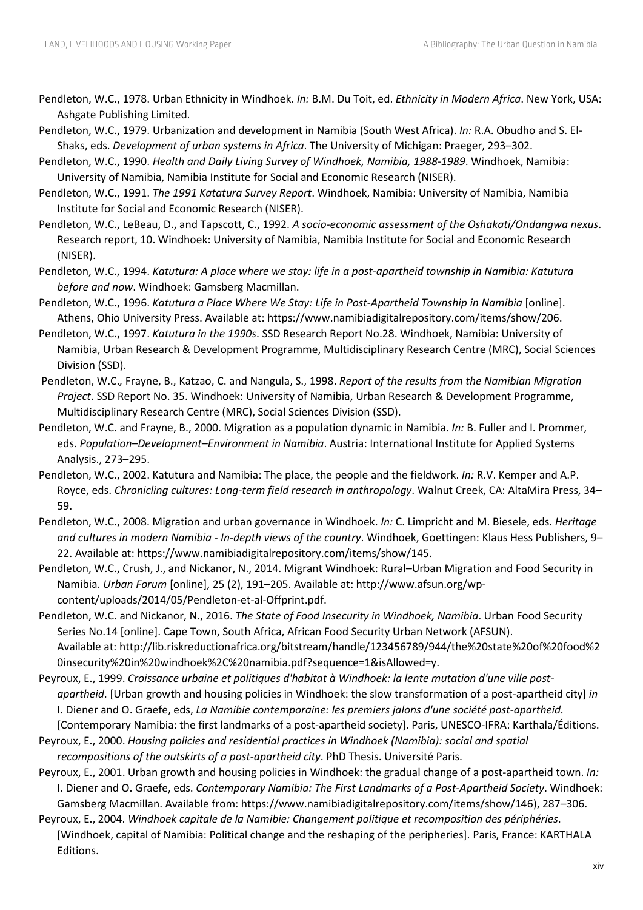Pendleton, W.C., 1978. Urban Ethnicity in Windhoek. *In:* B.M. Du Toit, ed. *Ethnicity in Modern Africa*. New York, USA: Ashgate Publishing Limited.

Pendleton, W.C., 1979. Urbanization and development in Namibia (South West Africa). *In:* R.A. Obudho and S. El-Shaks, eds. *Development of urban systems in Africa*. The University of Michigan: Praeger, 293–302.

Pendleton, W.C., 1990. *Health and Daily Living Survey of Windhoek, Namibia, 1988-1989*. Windhoek, Namibia: University of Namibia, Namibia Institute for Social and Economic Research (NISER).

Pendleton, W.C., 1991. *The 1991 Katatura Survey Report*. Windhoek, Namibia: University of Namibia, Namibia Institute for Social and Economic Research (NISER).

Pendleton, W.C., LeBeau, D., and Tapscott, C., 1992. *A socio-economic assessment of the Oshakati/Ondangwa nexus*. Research report, 10. Windhoek: University of Namibia, Namibia Institute for Social and Economic Research (NISER).

Pendleton, W.C., 1994. *Katutura: A place where we stay: life in a post-apartheid township in Namibia: Katutura before and now*. Windhoek: Gamsberg Macmillan.

Pendleton, W.C., 1996. *Katutura a Place Where We Stay: Life in Post-Apartheid Township in Namibia* [online]. Athens, Ohio University Press. Available at: https://www.namibiadigitalrepository.com/items/show/206.

Pendleton, W.C., 1997. *Katutura in the 1990s*. SSD Research Report No.28. Windhoek, Namibia: University of Namibia, Urban Research & Development Programme, Multidisciplinary Research Centre (MRC), Social Sciences Division (SSD).

Pendleton, W.C., Frayne, B., Katzao, C. and Nangula, S., 1998. *Report of the results from the Namibian Migration Project*. SSD Report No. 35. Windhoek: University of Namibia, Urban Research & Development Programme, Multidisciplinary Research Centre (MRC), Social Sciences Division (SSD).

Pendleton, W.C. and Frayne, B., 2000. Migration as a population dynamic in Namibia. *In:* B. Fuller and I. Prommer, eds. *Population–Development–Environment in Namibia*. Austria: International Institute for Applied Systems Analysis., 273–295.

Pendleton, W.C., 2002. Katutura and Namibia: The place, the people and the fieldwork. *In:* R.V. Kemper and A.P. Royce, eds. *Chronicling cultures: Long-term field research in anthropology*. Walnut Creek, CA: AltaMira Press, 34–59.

Pendleton, W.C., 2008. Migration and urban governance in Windhoek. *In:* C. Limpricht and M. Biesele, eds. *Heritage and cultures in modern Namibia - In-depth views of the country*. Windhoek, Goettingen: Klaus Hess Publishers, 9–22. Available at: https://www.namibiadigitalrepository.com/items/show/145.

Pendleton, W.C., Crush, J., and Nickanor, N., 2014. Migrant Windhoek: Rural–Urban Migration and Food Security in Namibia. *Urban Forum* [online], 25 (2), 191–205. Available at: http://www.afsun.org/wp-content/uploads/2014/05/Pendleton-et-al-Offprint.pdf.

Pendleton, W.C. and Nickanor, N., 2016. *The State of Food Insecurity in Windhoek, Namibia*. Urban Food Security Series No.14 [online]. Cape Town, South Africa, African Food Security Urban Network (AFSUN). Available at: http://lib.riskreductionafrica.org/bitstream/handle/123456789/944/the%20state%20of%20food%20insecurity%20in%20windhoek%2C%20namibia.pdf?sequence=1&isAllowed=y.

Peyroux, E., 1999. *Croissance urbaine et politiques d'habitat à Windhoek: la lente mutation d'une ville post-apartheid*. [Urban growth and housing policies in Windhoek: the slow transformation of a post-apartheid city] *in* I. Diener and O. Graefe, eds, *La Namibie contemporaine: les premiers jalons d'une société post-apartheid.* [Contemporary Namibia: the first landmarks of a post-apartheid society]. Paris, UNESCO-IFRA: Karthala/Éditions.

Peyroux, E., 2000. *Housing policies and residential practices in Windhoek (Namibia): social and spatial recompositions of the outskirts of a post-apartheid city*. PhD Thesis. Université Paris.

Peyroux, E., 2001. Urban growth and housing policies in Windhoek: the gradual change of a post-apartheid town. *In:* I. Diener and O. Graefe, eds. *Contemporary Namibia: The First Landmarks of a Post-Apartheid Society*. Windhoek: Gamsberg Macmillan. Available from: https://www.namibiadigitalrepository.com/items/show/146), 287–306.

Peyroux, E., 2004. *Windhoek capitale de la Namibie: Changement politique et recomposition des périphéries*. [Windhoek, capital of Namibia: Political change and the reshaping of the peripheries]. Paris, France: KARTHALA Editions.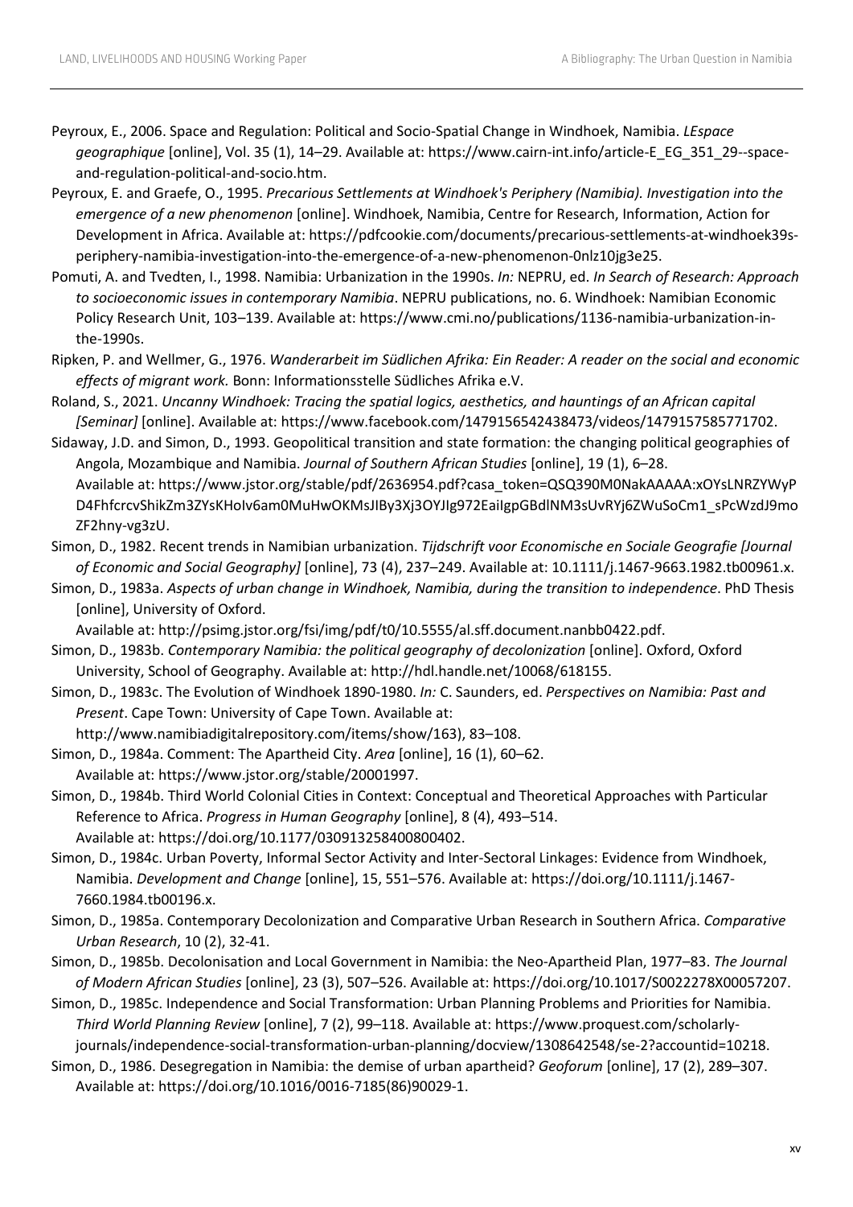Peyroux, E., 2006. Space and Regulation: Political and Socio-Spatial Change in Windhoek, Namibia. *LEspace geographique* [online], Vol. 35 (1), 14–29. Available at: https://www.cairn-int.info/article-E_EG_351_29--space-and-regulation-political-and-socio.htm.

Peyroux, E. and Graefe, O., 1995. *Precarious Settlements at Windhoek's Periphery (Namibia). Investigation into the emergence of a new phenomenon* [online]. Windhoek, Namibia, Centre for Research, Information, Action for Development in Africa. Available at: https://pdfcookie.com/documents/precarious-settlements-at-windhoek39s-periphery-namibia-investigation-into-the-emergence-of-a-new-phenomenon-0nlz10jg3e25.

Pomuti, A. and Tvedten, I., 1998. Namibia: Urbanization in the 1990s. *In:* NEPRU, ed. *In Search of Research: Approach to socioeconomic issues in contemporary Namibia*. NEPRU publications, no. 6. Windhoek: Namibian Economic Policy Research Unit, 103–139. Available at: https://www.cmi.no/publications/1136-namibia-urbanization-in-the-1990s.

Ripken, P. and Wellmer, G., 1976. *Wanderarbeit im Südlichen Afrika: Ein Reader: A reader on the social and economic effects of migrant work.* Bonn: Informationsstelle Südliches Afrika e.V.

Roland, S., 2021. *Uncanny Windhoek: Tracing the spatial logics, aesthetics, and hauntings of an African capital [Seminar]* [online]. Available at: https://www.facebook.com/1479156542438473/videos/1479157585771702.

Sidaway, J.D. and Simon, D., 1993. Geopolitical transition and state formation: the changing political geographies of Angola, Mozambique and Namibia. *Journal of Southern African Studies* [online], 19 (1), 6–28. Available at: https://www.jstor.org/stable/pdf/2636954.pdf?casa_token=QSQ390M0NakAAAAA:xOYsLNRZYWyPD4FhfcrcvShikZm3ZYsKHoIv6am0MuHwOKMsJIBy3Xj3OYJIg972EaiIgpGBdlNM3sUvRYj6ZWuSoCm1_sPcWzdJ9moZF2hny-vg3zU.

Simon, D., 1982. Recent trends in Namibian urbanization. *Tijdschrift voor Economische en Sociale Geografie [Journal of Economic and Social Geography]* [online], 73 (4), 237–249. Available at: 10.1111/j.1467-9663.1982.tb00961.x.

Simon, D., 1983a. *Aspects of urban change in Windhoek, Namibia, during the transition to independence*. PhD Thesis [online], University of Oxford. Available at: http://psimg.jstor.org/fsi/img/pdf/t0/10.5555/al.sff.document.nanbb0422.pdf.

Simon, D., 1983b. *Contemporary Namibia: the political geography of decolonization* [online]. Oxford, Oxford University, School of Geography. Available at: http://hdl.handle.net/10068/618155.

Simon, D., 1983c. The Evolution of Windhoek 1890-1980. *In:* C. Saunders, ed. *Perspectives on Namibia: Past and Present*. Cape Town: University of Cape Town. Available at: http://www.namibiadigitalrepository.com/items/show/163), 83–108.

Simon, D., 1984a. Comment: The Apartheid City. *Area* [online], 16 (1), 60–62. Available at: https://www.jstor.org/stable/20001997.

Simon, D., 1984b. Third World Colonial Cities in Context: Conceptual and Theoretical Approaches with Particular Reference to Africa. *Progress in Human Geography* [online], 8 (4), 493–514. Available at: https://doi.org/10.1177/030913258400800402.

Simon, D., 1984c. Urban Poverty, Informal Sector Activity and Inter-Sectoral Linkages: Evidence from Windhoek, Namibia. *Development and Change* [online], 15, 551–576. Available at: https://doi.org/10.1111/j.1467-7660.1984.tb00196.x.

Simon, D., 1985a. Contemporary Decolonization and Comparative Urban Research in Southern Africa. *Comparative Urban Research*, 10 (2), 32-41.

Simon, D., 1985b. Decolonisation and Local Government in Namibia: the Neo-Apartheid Plan, 1977–83. *The Journal of Modern African Studies* [online], 23 (3), 507–526. Available at: https://doi.org/10.1017/S0022278X00057207.

Simon, D., 1985c. Independence and Social Transformation: Urban Planning Problems and Priorities for Namibia. *Third World Planning Review* [online], 7 (2), 99–118. Available at: https://www.proquest.com/scholarly-journals/independence-social-transformation-urban-planning/docview/1308642548/se-2?accountid=10218.

Simon, D., 1986. Desegregation in Namibia: the demise of urban apartheid? *Geoforum* [online], 17 (2), 289–307. Available at: https://doi.org/10.1016/0016-7185(86)90029-1.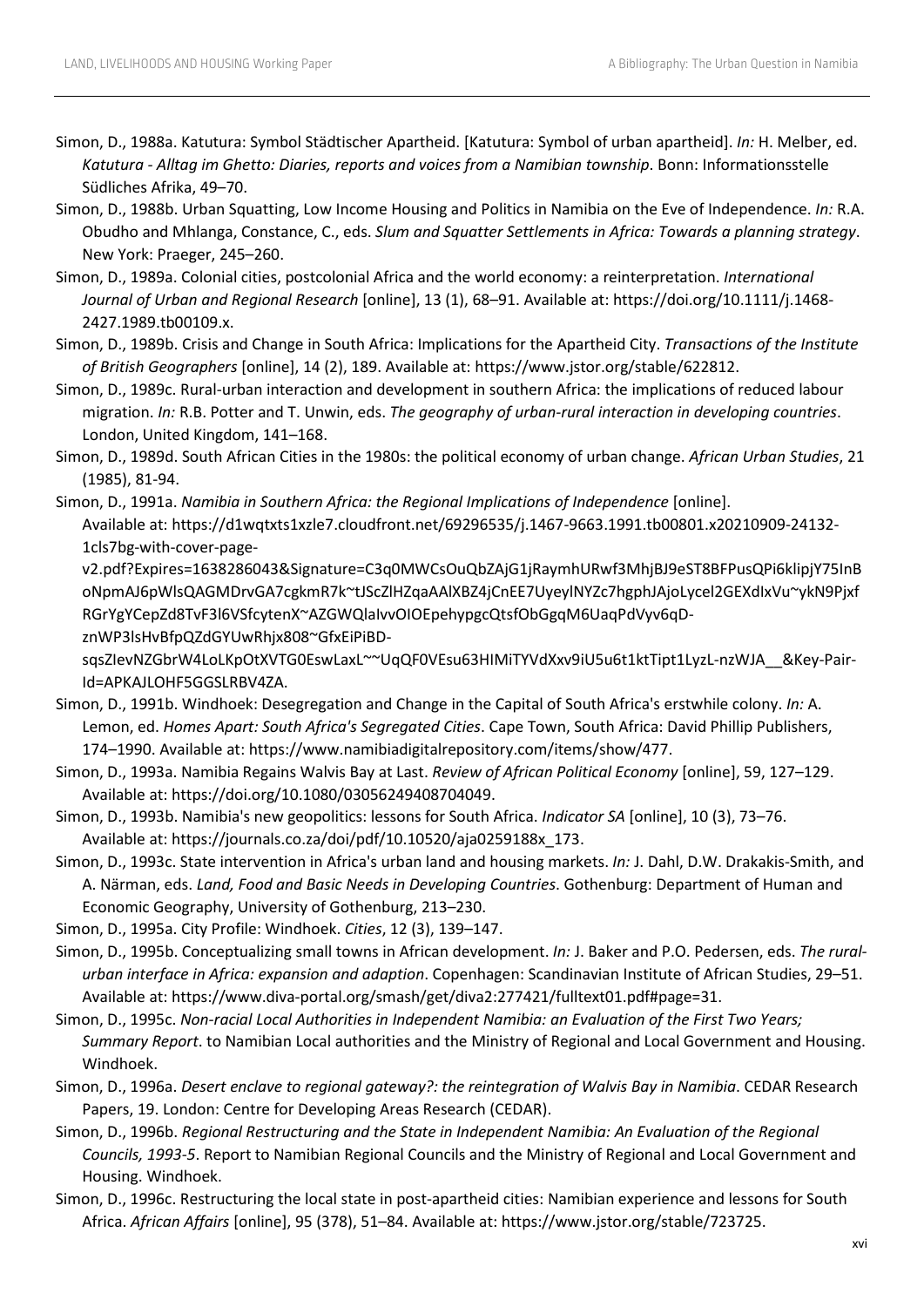Simon, D., 1988a. Katutura: Symbol Städtischer Apartheid. [Katutura: Symbol of urban apartheid]. *In:* H. Melber, ed. *Katutura - Alltag im Ghetto: Diaries, reports and voices from a Namibian township*. Bonn: Informationsstelle Südliches Afrika, 49–70.

Simon, D., 1988b. Urban Squatting, Low Income Housing and Politics in Namibia on the Eve of Independence. *In:* R.A. Obudho and Mhlanga, Constance, C., eds. *Slum and Squatter Settlements in Africa: Towards a planning strategy*. New York: Praeger, 245–260.

Simon, D., 1989a. Colonial cities, postcolonial Africa and the world economy: a reinterpretation. *International Journal of Urban and Regional Research* [online], 13 (1), 68–91. Available at: https://doi.org/10.1111/j.1468-2427.1989.tb00109.x.

Simon, D., 1989b. Crisis and Change in South Africa: Implications for the Apartheid City. *Transactions of the Institute of British Geographers* [online], 14 (2), 189. Available at: https://www.jstor.org/stable/622812.

Simon, D., 1989c. Rural-urban interaction and development in southern Africa: the implications of reduced labour migration. *In:* R.B. Potter and T. Unwin, eds. *The geography of urban-rural interaction in developing countries*. London, United Kingdom, 141–168.

Simon, D., 1989d. South African Cities in the 1980s: the political economy of urban change. *African Urban Studies*, 21 (1985), 81-94.

Simon, D., 1991a. *Namibia in Southern Africa: the Regional Implications of Independence* [online]. Available at: https://d1wqtxts1xzle7.cloudfront.net/69296535/j.1467-9663.1991.tb00801.x20210909-24132-1cls7bg-with-cover-page-v2.pdf?Expires=1638286043&Signature=C3q0MWCsOuQbZAjG1jRaymhURwf3MhjBJ9eST8BFPusQPi6klipjY75InBoNpmAJ6pWlsQAGMDrvGA7cgkmR7k~tJScZlHZqaAAlXBZ4jCnEE7UyeylNYZc7hgphJAjoLycel2GEXdIxVu~ykN9PjxfRGrYgYCepZd8TvF3l6VSfcytenX~AZGWQlaIvvOIOEpehypgcQtsfObGgqM6UaqPdVyv6qD-znWP3lsHvBfpQZdGYUwRhjx808~GfxEiPiBD-sqsZIevNZGbrW4LoLKpOtXVTG0EswLaxL~~UqQF0VEsu63HIMiTYVdXxv9iU5u6t1ktTipt1LyzL-nzWJA__&Key-Pair-Id=APKAJLOHF5GGSLRBV4ZA.

Simon, D., 1991b. Windhoek: Desegregation and Change in the Capital of South Africa's erstwhile colony. *In:* A. Lemon, ed. *Homes Apart: South Africa's Segregated Cities*. Cape Town, South Africa: David Phillip Publishers, 174–1990. Available at: https://www.namibiadigitalrepository.com/items/show/477.

Simon, D., 1993a. Namibia Regains Walvis Bay at Last. *Review of African Political Economy* [online], 59, 127–129. Available at: https://doi.org/10.1080/03056249408704049.

Simon, D., 1993b. Namibia's new geopolitics: lessons for South Africa. *Indicator SA* [online], 10 (3), 73–76. Available at: https://journals.co.za/doi/pdf/10.10520/aja0259188x_173.

Simon, D., 1993c. State intervention in Africa's urban land and housing markets. *In:* J. Dahl, D.W. Drakakis-Smith, and A. Närman, eds. *Land, Food and Basic Needs in Developing Countries*. Gothenburg: Department of Human and Economic Geography, University of Gothenburg, 213–230.

Simon, D., 1995a. City Profile: Windhoek. *Cities*, 12 (3), 139–147.

Simon, D., 1995b. Conceptualizing small towns in African development. *In:* J. Baker and P.O. Pedersen, eds. *The rural-urban interface in Africa: expansion and adaption*. Copenhagen: Scandinavian Institute of African Studies, 29–51. Available at: https://www.diva-portal.org/smash/get/diva2:277421/fulltext01.pdf#page=31.

Simon, D., 1995c. *Non-racial Local Authorities in Independent Namibia: an Evaluation of the First Two Years; Summary Report*. to Namibian Local authorities and the Ministry of Regional and Local Government and Housing. Windhoek.

Simon, D., 1996a. *Desert enclave to regional gateway?: the reintegration of Walvis Bay in Namibia*. CEDAR Research Papers, 19. London: Centre for Developing Areas Research (CEDAR).

Simon, D., 1996b. *Regional Restructuring and the State in Independent Namibia: An Evaluation of the Regional Councils, 1993-5*. Report to Namibian Regional Councils and the Ministry of Regional and Local Government and Housing. Windhoek.

Simon, D., 1996c. Restructuring the local state in post-apartheid cities: Namibian experience and lessons for South Africa. *African Affairs* [online], 95 (378), 51–84. Available at: https://www.jstor.org/stable/723725.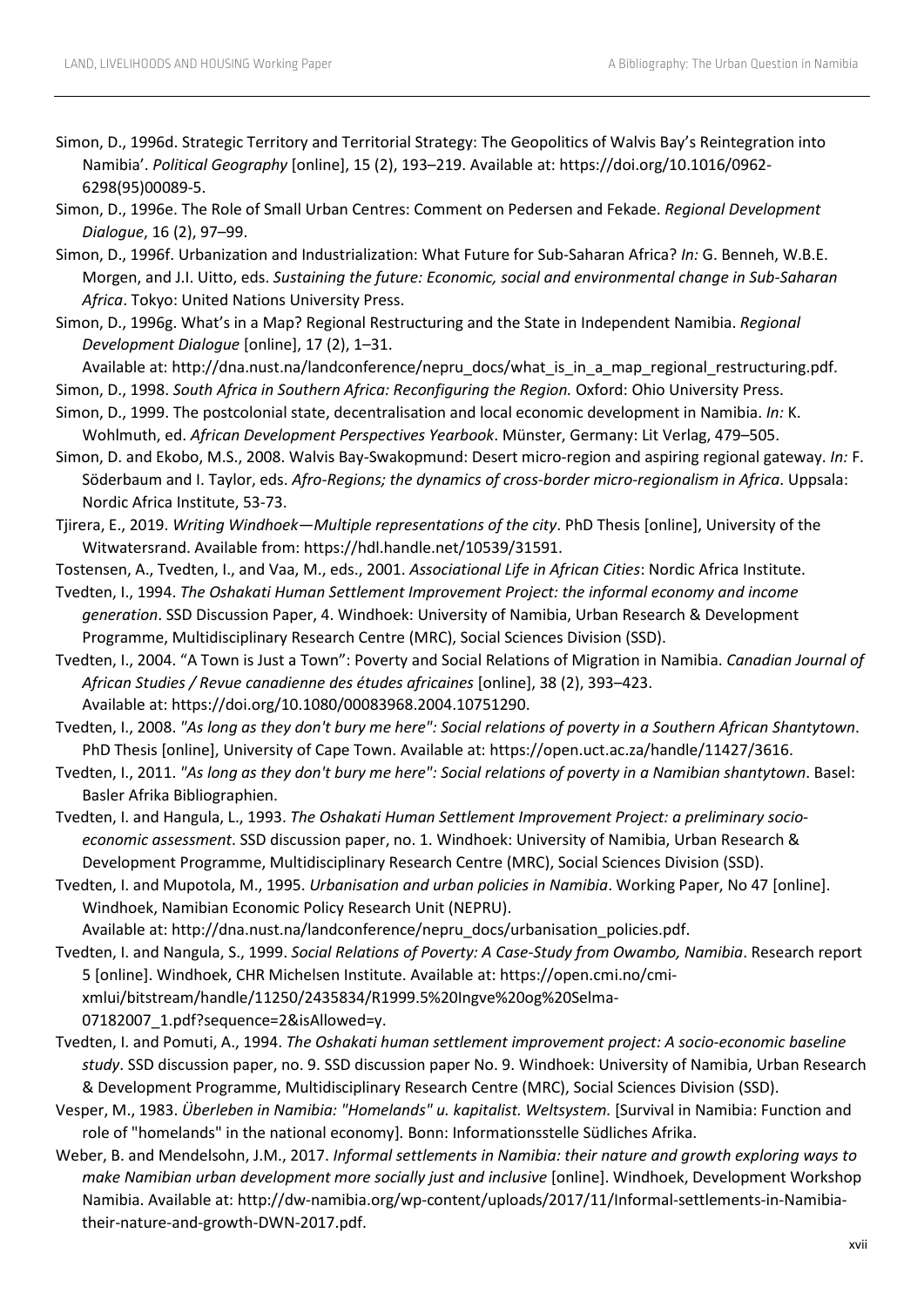Simon, D., 1996d. Strategic Territory and Territorial Strategy: The Geopolitics of Walvis Bay's Reintegration into Namibia'. *Political Geography* [online], 15 (2), 193–219. Available at: https://doi.org/10.1016/0962-6298(95)00089-5.

Simon, D., 1996e. The Role of Small Urban Centres: Comment on Pedersen and Fekade. *Regional Development Dialogue*, 16 (2), 97–99.

Simon, D., 1996f. Urbanization and Industrialization: What Future for Sub-Saharan Africa? *In:* G. Benneh, W.B.E. Morgen, and J.I. Uitto, eds. *Sustaining the future: Economic, social and environmental change in Sub-Saharan Africa*. Tokyo: United Nations University Press.

Simon, D., 1996g. What's in a Map? Regional Restructuring and the State in Independent Namibia. *Regional Development Dialogue* [online], 17 (2), 1–31.
Available at: http://dna.nust.na/landconference/nepru_docs/what_is_in_a_map_regional_restructuring.pdf.

Simon, D., 1998. *South Africa in Southern Africa: Reconfiguring the Region.* Oxford: Ohio University Press.

Simon, D., 1999. The postcolonial state, decentralisation and local economic development in Namibia. *In:* K. Wohlmuth, ed. *African Development Perspectives Yearbook*. Münster, Germany: Lit Verlag, 479–505.

Simon, D. and Ekobo, M.S., 2008. Walvis Bay-Swakopmund: Desert micro-region and aspiring regional gateway. *In:* F. Söderbaum and I. Taylor, eds. *Afro-Regions; the dynamics of cross-border micro-regionalism in Africa*. Uppsala: Nordic Africa Institute, 53-73.

Tjirera, E., 2019. *Writing Windhoek—Multiple representations of the city*. PhD Thesis [online], University of the Witwatersrand. Available from: https://hdl.handle.net/10539/31591.

Tostensen, A., Tvedten, I., and Vaa, M., eds., 2001. *Associational Life in African Cities*: Nordic Africa Institute.

Tvedten, I., 1994. *The Oshakati Human Settlement Improvement Project: the informal economy and income generation*. SSD Discussion Paper, 4. Windhoek: University of Namibia, Urban Research & Development Programme, Multidisciplinary Research Centre (MRC), Social Sciences Division (SSD).

Tvedten, I., 2004. "A Town is Just a Town": Poverty and Social Relations of Migration in Namibia. *Canadian Journal of African Studies / Revue canadienne des études africaines* [online], 38 (2), 393–423.
Available at: https://doi.org/10.1080/00083968.2004.10751290.

Tvedten, I., 2008. *"As long as they don't bury me here": Social relations of poverty in a Southern African Shantytown*. PhD Thesis [online], University of Cape Town. Available at: https://open.uct.ac.za/handle/11427/3616.

Tvedten, I., 2011. *"As long as they don't bury me here": Social relations of poverty in a Namibian shantytown*. Basel: Basler Afrika Bibliographien.

Tvedten, I. and Hangula, L., 1993. *The Oshakati Human Settlement Improvement Project: a preliminary socio-economic assessment*. SSD discussion paper, no. 1. Windhoek: University of Namibia, Urban Research & Development Programme, Multidisciplinary Research Centre (MRC), Social Sciences Division (SSD).

Tvedten, I. and Mupotola, M., 1995. *Urbanisation and urban policies in Namibia*. Working Paper, No 47 [online]. Windhoek, Namibian Economic Policy Research Unit (NEPRU).
Available at: http://dna.nust.na/landconference/nepru_docs/urbanisation_policies.pdf.

Tvedten, I. and Nangula, S., 1999. *Social Relations of Poverty: A Case-Study from Owambo, Namibia*. Research report 5 [online]. Windhoek, CHR Michelsen Institute. Available at: https://open.cmi.no/cmi-xmlui/bitstream/handle/11250/2435834/R1999.5%20Ingve%20og%20Selma-07182007_1.pdf?sequence=2&isAllowed=y.

Tvedten, I. and Pomuti, A., 1994. *The Oshakati human settlement improvement project: A socio-economic baseline study*. SSD discussion paper, no. 9. SSD discussion paper No. 9. Windhoek: University of Namibia, Urban Research & Development Programme, Multidisciplinary Research Centre (MRC), Social Sciences Division (SSD).

Vesper, M., 1983. *Überleben in Namibia: "Homelands" u. kapitalist. Weltsystem.* [Survival in Namibia: Function and role of "homelands" in the national economy]. Bonn: Informationsstelle Südliches Afrika.

Weber, B. and Mendelsohn, J.M., 2017. *Informal settlements in Namibia: their nature and growth exploring ways to make Namibian urban development more socially just and inclusive* [online]. Windhoek, Development Workshop Namibia. Available at: http://dw-namibia.org/wp-content/uploads/2017/11/Informal-settlements-in-Namibia-their-nature-and-growth-DWN-2017.pdf.